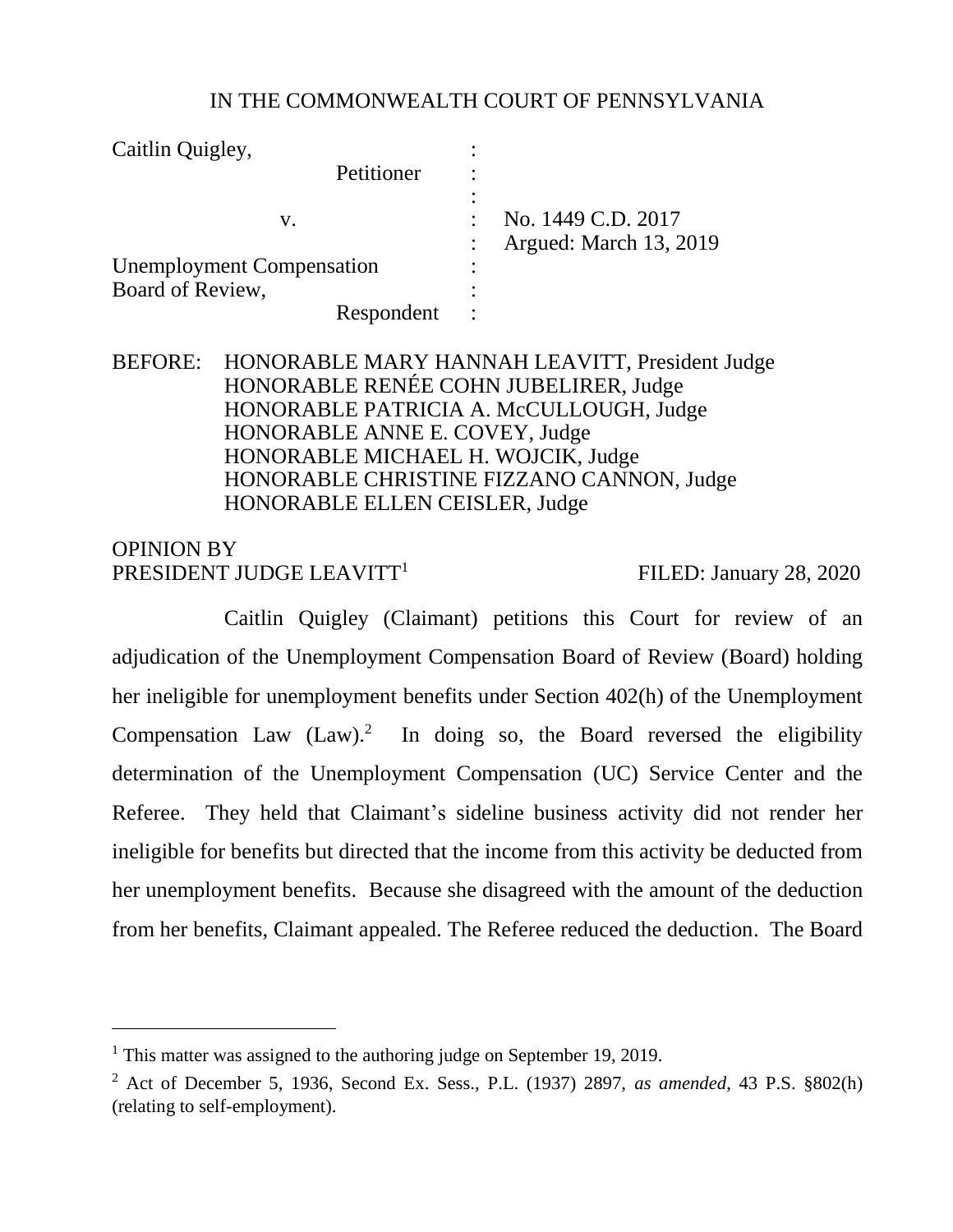IN THE COMMONWEALTH COURT OF PENNSYLVANIA

| | | |
|---|---|---|
| Caitlin Quigley, Petitioner | : | |
| v. | : | No. 1449 C.D. 2017 |
| | : | Argued: March 13, 2019 |
| Unemployment Compensation Board of Review, Respondent | : | |

BEFORE: HONORABLE MARY HANNAH LEAVITT, President Judge
HONORABLE RENÉE COHN JUBELIRER, Judge
HONORABLE PATRICIA A. McCULLOUGH, Judge
HONORABLE ANNE E. COVEY, Judge
HONORABLE MICHAEL H. WOJCIK, Judge
HONORABLE CHRISTINE FIZZANO CANNON, Judge
HONORABLE ELLEN CEISLER, Judge

OPINION BY
PRESIDENT JUDGE LEAVITT[1] FILED: January 28, 2020

Caitlin Quigley (Claimant) petitions this Court for review of an adjudication of the Unemployment Compensation Board of Review (Board) holding her ineligible for unemployment benefits under Section 402(h) of the Unemployment Compensation Law (Law).[2] In doing so, the Board reversed the eligibility determination of the Unemployment Compensation (UC) Service Center and the Referee. They held that Claimant's sideline business activity did not render her ineligible for benefits but directed that the income from this activity be deducted from her unemployment benefits. Because she disagreed with the amount of the deduction from her benefits, Claimant appealed. The Referee reduced the deduction. The Board

---

[1] This matter was assigned to the authoring judge on September 19, 2019.

[2] Act of December 5, 1936, Second Ex. Sess., P.L. (1937) 2897, *as amended*, 43 P.S. §802(h) (relating to self-employment).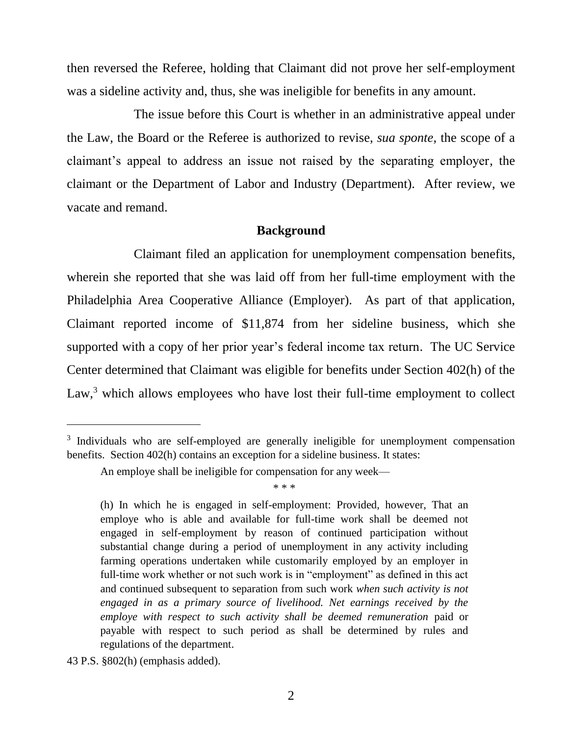then reversed the Referee, holding that Claimant did not prove her self-employment was a sideline activity and, thus, she was ineligible for benefits in any amount.

The issue before this Court is whether in an administrative appeal under the Law, the Board or the Referee is authorized to revise, *sua sponte*, the scope of a claimant's appeal to address an issue not raised by the separating employer, the claimant or the Department of Labor and Industry (Department). After review, we vacate and remand.

## Background

Claimant filed an application for unemployment compensation benefits, wherein she reported that she was laid off from her full-time employment with the Philadelphia Area Cooperative Alliance (Employer). As part of that application, Claimant reported income of $11,874 from her sideline business, which she supported with a copy of her prior year's federal income tax return. The UC Service Center determined that Claimant was eligible for benefits under Section 402(h) of the Law,[3] which allows employees who have lost their full-time employment to collect

---

[3] Individuals who are self-employed are generally ineligible for unemployment compensation benefits. Section 402(h) contains an exception for a sideline business. It states:

> An employe shall be ineligible for compensation for any week—
>
> \* \* \*
>
> (h) In which he is engaged in self-employment: Provided, however, That an employe who is able and available for full-time work shall be deemed not engaged in self-employment by reason of continued participation without substantial change during a period of unemployment in any activity including farming operations undertaken while customarily employed by an employer in full-time work whether or not such work is in "employment" as defined in this act and continued subsequent to separation from such work *when such activity is not engaged in as a primary source of livelihood. Net earnings received by the employe with respect to such activity shall be deemed remuneration* paid or payable with respect to such period as shall be determined by rules and regulations of the department.

43 P.S. §802(h) (emphasis added).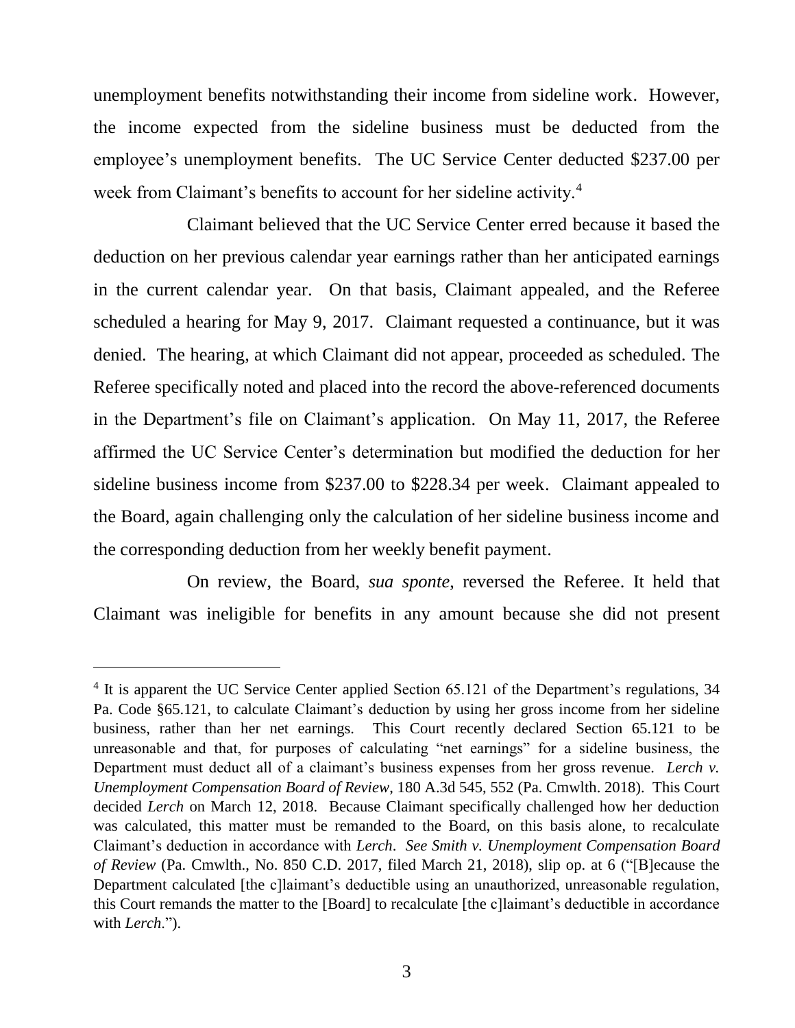unemployment benefits notwithstanding their income from sideline work. However, the income expected from the sideline business must be deducted from the employee's unemployment benefits. The UC Service Center deducted $237.00 per week from Claimant's benefits to account for her sideline activity.[4]

Claimant believed that the UC Service Center erred because it based the deduction on her previous calendar year earnings rather than her anticipated earnings in the current calendar year. On that basis, Claimant appealed, and the Referee scheduled a hearing for May 9, 2017. Claimant requested a continuance, but it was denied. The hearing, at which Claimant did not appear, proceeded as scheduled. The Referee specifically noted and placed into the record the above-referenced documents in the Department's file on Claimant's application. On May 11, 2017, the Referee affirmed the UC Service Center's determination but modified the deduction for her sideline business income from $237.00 to $228.34 per week. Claimant appealed to the Board, again challenging only the calculation of her sideline business income and the corresponding deduction from her weekly benefit payment.

On review, the Board, *sua sponte*, reversed the Referee. It held that Claimant was ineligible for benefits in any amount because she did not present

---

[4] It is apparent the UC Service Center applied Section 65.121 of the Department's regulations, 34 Pa. Code §65.121, to calculate Claimant's deduction by using her gross income from her sideline business, rather than her net earnings. This Court recently declared Section 65.121 to be unreasonable and that, for purposes of calculating "net earnings" for a sideline business, the Department must deduct all of a claimant's business expenses from her gross revenue. *Lerch v. Unemployment Compensation Board of Review*, 180 A.3d 545, 552 (Pa. Cmwlth. 2018). This Court decided *Lerch* on March 12, 2018. Because Claimant specifically challenged how her deduction was calculated, this matter must be remanded to the Board, on this basis alone, to recalculate Claimant's deduction in accordance with *Lerch*. *See Smith v. Unemployment Compensation Board of Review* (Pa. Cmwlth., No. 850 C.D. 2017, filed March 21, 2018), slip op. at 6 ("[B]ecause the Department calculated [the c]laimant's deductible using an unauthorized, unreasonable regulation, this Court remands the matter to the [Board] to recalculate [the c]laimant's deductible in accordance with *Lerch*.").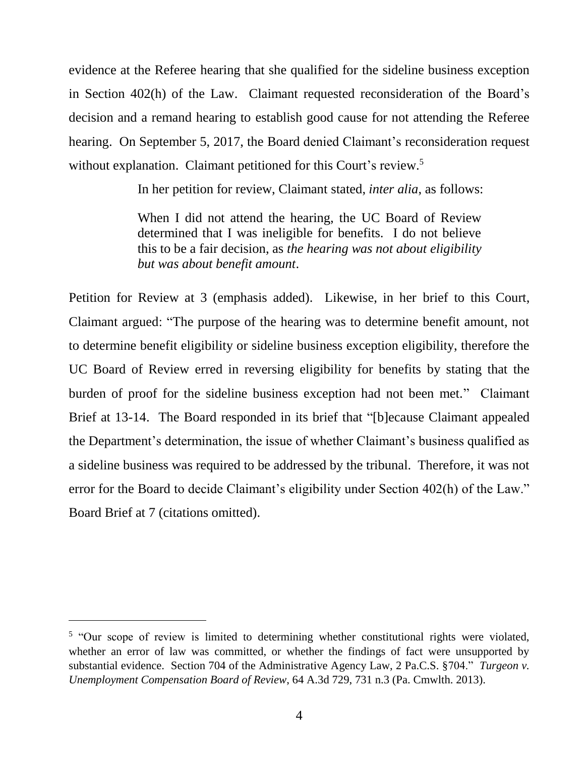evidence at the Referee hearing that she qualified for the sideline business exception in Section 402(h) of the Law. Claimant requested reconsideration of the Board's decision and a remand hearing to establish good cause for not attending the Referee hearing. On September 5, 2017, the Board denied Claimant's reconsideration request without explanation. Claimant petitioned for this Court's review.[5]

In her petition for review, Claimant stated, *inter alia*, as follows:

> When I did not attend the hearing, the UC Board of Review determined that I was ineligible for benefits. I do not believe this to be a fair decision, as *the hearing was not about eligibility but was about benefit amount*.

Petition for Review at 3 (emphasis added). Likewise, in her brief to this Court, Claimant argued: "The purpose of the hearing was to determine benefit amount, not to determine benefit eligibility or sideline business exception eligibility, therefore the UC Board of Review erred in reversing eligibility for benefits by stating that the burden of proof for the sideline business exception had not been met." Claimant Brief at 13-14. The Board responded in its brief that "[b]ecause Claimant appealed the Department's determination, the issue of whether Claimant's business qualified as a sideline business was required to be addressed by the tribunal. Therefore, it was not error for the Board to decide Claimant's eligibility under Section 402(h) of the Law." Board Brief at 7 (citations omitted).

---

[5] "Our scope of review is limited to determining whether constitutional rights were violated, whether an error of law was committed, or whether the findings of fact were unsupported by substantial evidence. Section 704 of the Administrative Agency Law, 2 Pa.C.S. §704." *Turgeon v. Unemployment Compensation Board of Review*, 64 A.3d 729, 731 n.3 (Pa. Cmwlth. 2013).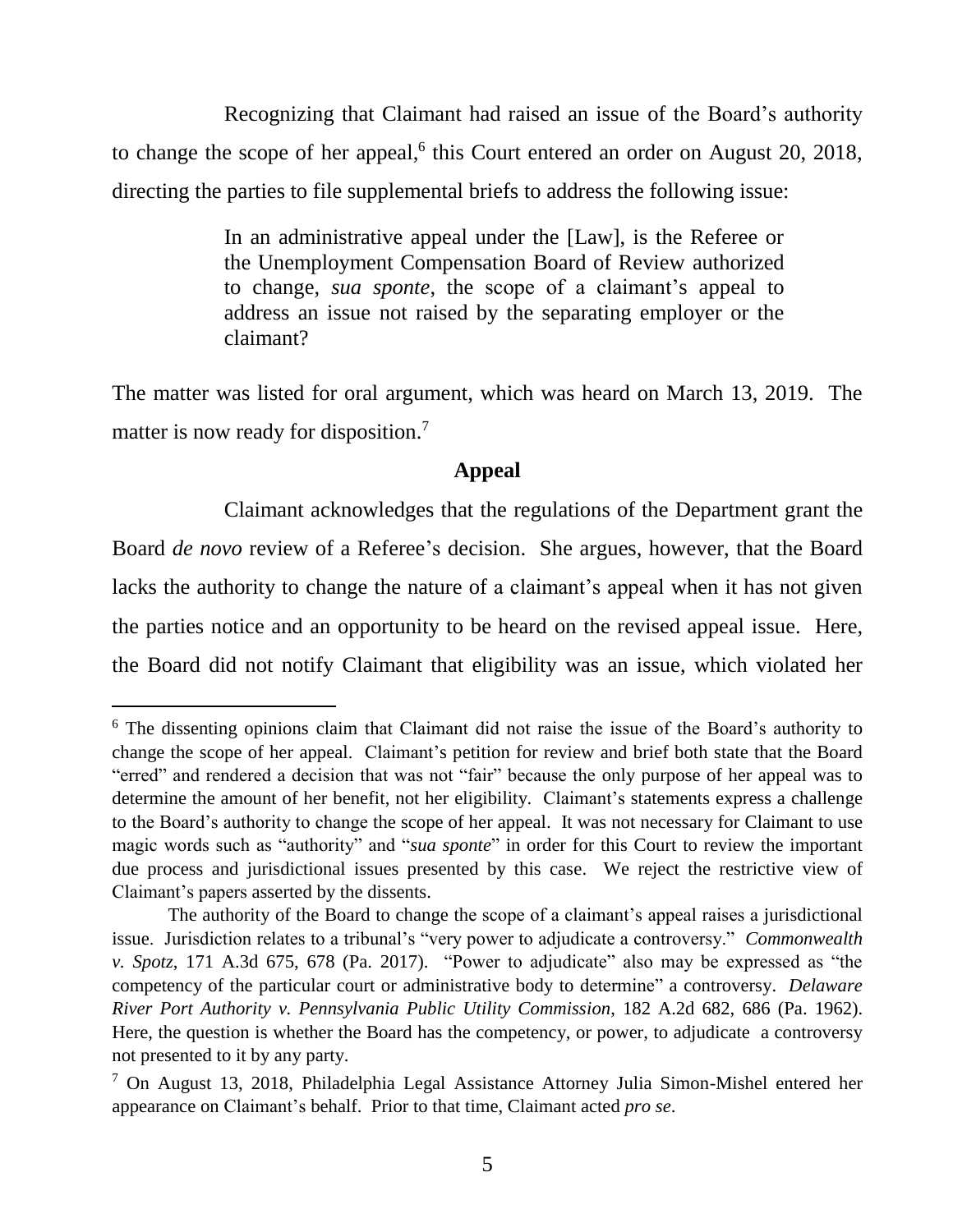Recognizing that Claimant had raised an issue of the Board's authority to change the scope of her appeal,[6] this Court entered an order on August 20, 2018, directing the parties to file supplemental briefs to address the following issue:

> In an administrative appeal under the [Law], is the Referee or the Unemployment Compensation Board of Review authorized to change, *sua sponte*, the scope of a claimant's appeal to address an issue not raised by the separating employer or the claimant?

The matter was listed for oral argument, which was heard on March 13, 2019. The matter is now ready for disposition.[7]

**Appeal**

Claimant acknowledges that the regulations of the Department grant the Board *de novo* review of a Referee's decision. She argues, however, that the Board lacks the authority to change the nature of a claimant's appeal when it has not given the parties notice and an opportunity to be heard on the revised appeal issue. Here, the Board did not notify Claimant that eligibility was an issue, which violated her

---

[6] The dissenting opinions claim that Claimant did not raise the issue of the Board's authority to change the scope of her appeal. Claimant's petition for review and brief both state that the Board "erred" and rendered a decision that was not "fair" because the only purpose of her appeal was to determine the amount of her benefit, not her eligibility. Claimant's statements express a challenge to the Board's authority to change the scope of her appeal. It was not necessary for Claimant to use magic words such as "authority" and "*sua sponte*" in order for this Court to review the important due process and jurisdictional issues presented by this case. We reject the restrictive view of Claimant's papers asserted by the dissents.

The authority of the Board to change the scope of a claimant's appeal raises a jurisdictional issue. Jurisdiction relates to a tribunal's "very power to adjudicate a controversy." *Commonwealth v. Spotz*, 171 A.3d 675, 678 (Pa. 2017). "Power to adjudicate" also may be expressed as "the competency of the particular court or administrative body to determine" a controversy. *Delaware River Port Authority v. Pennsylvania Public Utility Commission*, 182 A.2d 682, 686 (Pa. 1962). Here, the question is whether the Board has the competency, or power, to adjudicate a controversy not presented to it by any party.

[7] On August 13, 2018, Philadelphia Legal Assistance Attorney Julia Simon-Mishel entered her appearance on Claimant's behalf. Prior to that time, Claimant acted *pro se*.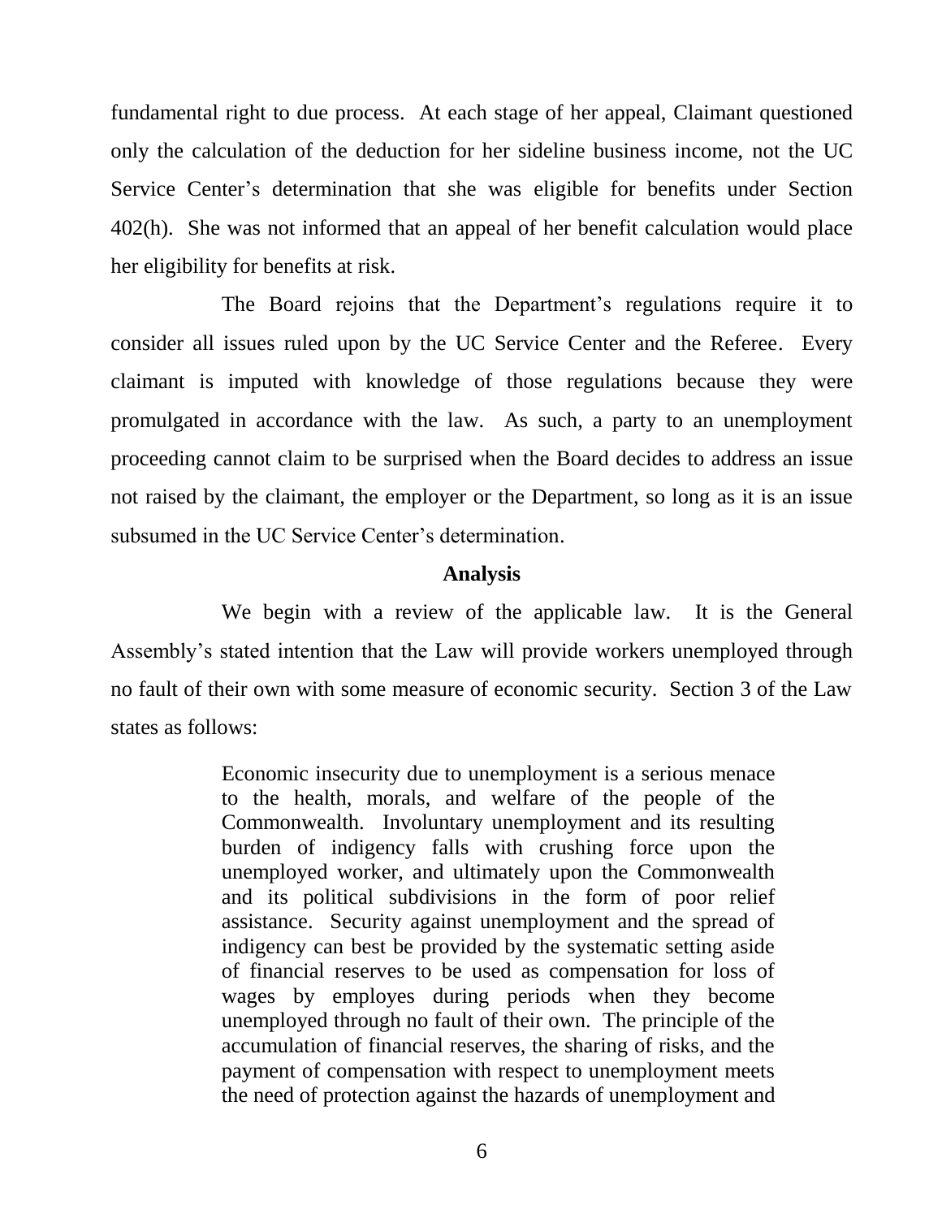fundamental right to due process. At each stage of her appeal, Claimant questioned only the calculation of the deduction for her sideline business income, not the UC Service Center's determination that she was eligible for benefits under Section 402(h). She was not informed that an appeal of her benefit calculation would place her eligibility for benefits at risk.

The Board rejoins that the Department's regulations require it to consider all issues ruled upon by the UC Service Center and the Referee. Every claimant is imputed with knowledge of those regulations because they were promulgated in accordance with the law. As such, a party to an unemployment proceeding cannot claim to be surprised when the Board decides to address an issue not raised by the claimant, the employer or the Department, so long as it is an issue subsumed in the UC Service Center's determination.

**Analysis**

We begin with a review of the applicable law. It is the General Assembly's stated intention that the Law will provide workers unemployed through no fault of their own with some measure of economic security. Section 3 of the Law states as follows:

> Economic insecurity due to unemployment is a serious menace to the health, morals, and welfare of the people of the Commonwealth. Involuntary unemployment and its resulting burden of indigency falls with crushing force upon the unemployed worker, and ultimately upon the Commonwealth and its political subdivisions in the form of poor relief assistance. Security against unemployment and the spread of indigency can best be provided by the systematic setting aside of financial reserves to be used as compensation for loss of wages by employes during periods when they become unemployed through no fault of their own. The principle of the accumulation of financial reserves, the sharing of risks, and the payment of compensation with respect to unemployment meets the need of protection against the hazards of unemployment and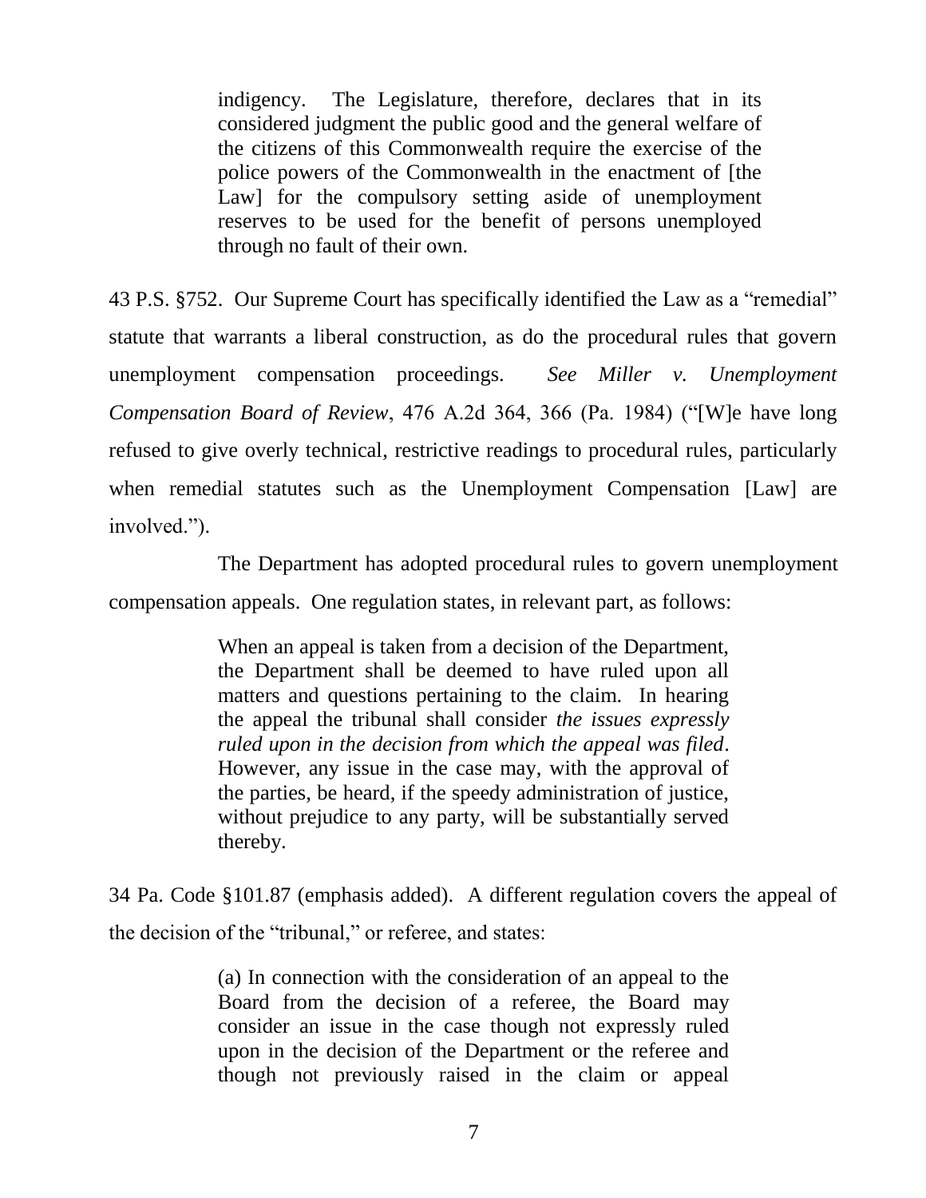> indigency. The Legislature, therefore, declares that in its considered judgment the public good and the general welfare of the citizens of this Commonwealth require the exercise of the police powers of the Commonwealth in the enactment of [the Law] for the compulsory setting aside of unemployment reserves to be used for the benefit of persons unemployed through no fault of their own.

43 P.S. §752. Our Supreme Court has specifically identified the Law as a "remedial" statute that warrants a liberal construction, as do the procedural rules that govern unemployment compensation proceedings. *See Miller v. Unemployment Compensation Board of Review*, 476 A.2d 364, 366 (Pa. 1984) ("[W]e have long refused to give overly technical, restrictive readings to procedural rules, particularly when remedial statutes such as the Unemployment Compensation [Law] are involved.").

The Department has adopted procedural rules to govern unemployment compensation appeals. One regulation states, in relevant part, as follows:

> When an appeal is taken from a decision of the Department, the Department shall be deemed to have ruled upon all matters and questions pertaining to the claim. In hearing the appeal the tribunal shall consider *the issues expressly ruled upon in the decision from which the appeal was filed*. However, any issue in the case may, with the approval of the parties, be heard, if the speedy administration of justice, without prejudice to any party, will be substantially served thereby.

34 Pa. Code §101.87 (emphasis added). A different regulation covers the appeal of the decision of the "tribunal," or referee, and states:

> (a) In connection with the consideration of an appeal to the Board from the decision of a referee, the Board may consider an issue in the case though not expressly ruled upon in the decision of the Department or the referee and though not previously raised in the claim or appeal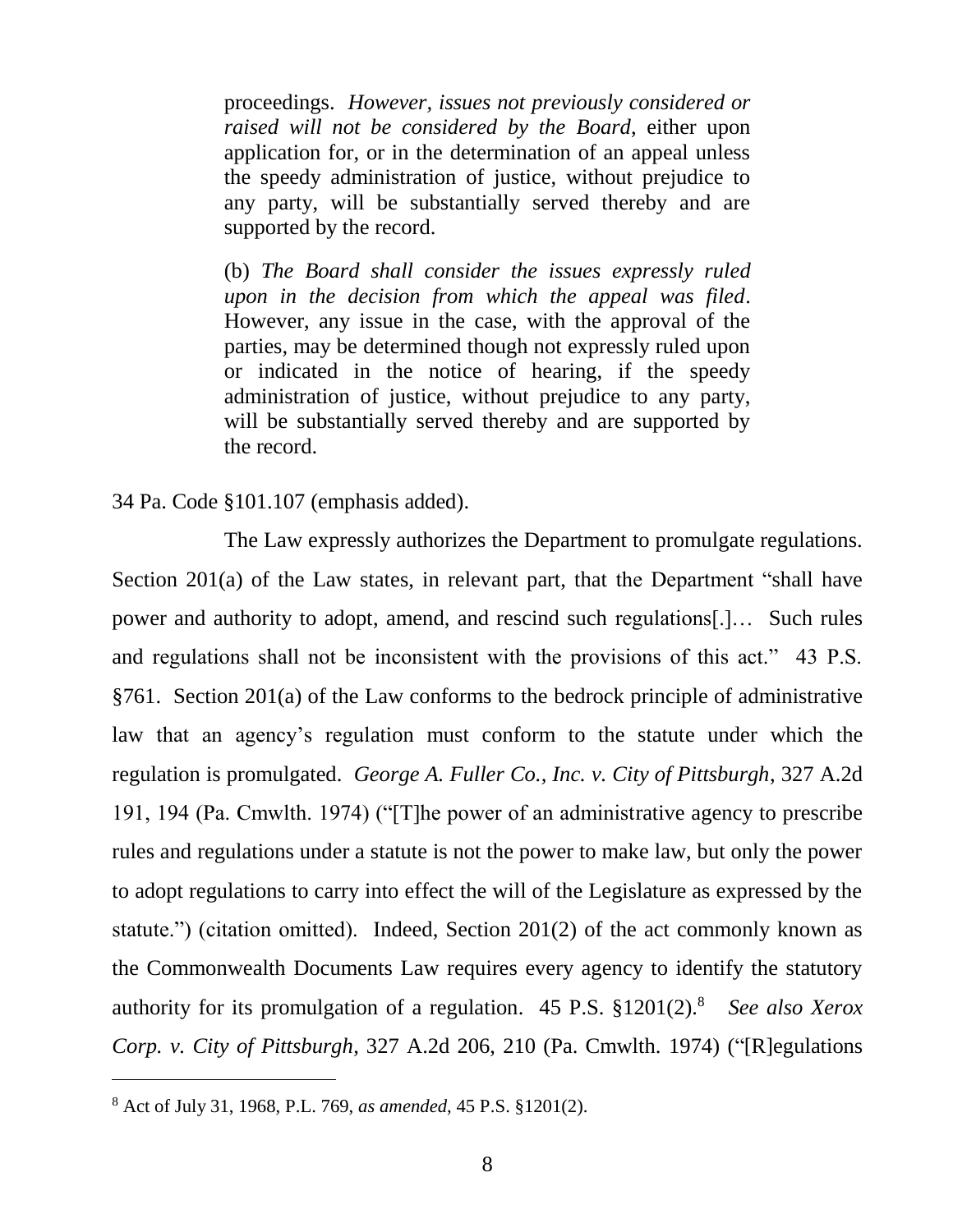> proceedings. *However, issues not previously considered or raised will not be considered by the Board*, either upon application for, or in the determination of an appeal unless the speedy administration of justice, without prejudice to any party, will be substantially served thereby and are supported by the record.
>
> (b) *The Board shall consider the issues expressly ruled upon in the decision from which the appeal was filed*. However, any issue in the case, with the approval of the parties, may be determined though not expressly ruled upon or indicated in the notice of hearing, if the speedy administration of justice, without prejudice to any party, will be substantially served thereby and are supported by the record.

34 Pa. Code §101.107 (emphasis added).

The Law expressly authorizes the Department to promulgate regulations. Section 201(a) of the Law states, in relevant part, that the Department "shall have power and authority to adopt, amend, and rescind such regulations[.]… Such rules and regulations shall not be inconsistent with the provisions of this act." 43 P.S. §761. Section 201(a) of the Law conforms to the bedrock principle of administrative law that an agency's regulation must conform to the statute under which the regulation is promulgated. *George A. Fuller Co., Inc. v. City of Pittsburgh*, 327 A.2d 191, 194 (Pa. Cmwlth. 1974) ("[T]he power of an administrative agency to prescribe rules and regulations under a statute is not the power to make law, but only the power to adopt regulations to carry into effect the will of the Legislature as expressed by the statute.") (citation omitted). Indeed, Section 201(2) of the act commonly known as the Commonwealth Documents Law requires every agency to identify the statutory authority for its promulgation of a regulation. 45 P.S. §1201(2).[8] *See also Xerox Corp. v. City of Pittsburgh*, 327 A.2d 206, 210 (Pa. Cmwlth. 1974) ("[R]egulations

[8] Act of July 31, 1968, P.L. 769, *as amended*, 45 P.S. §1201(2).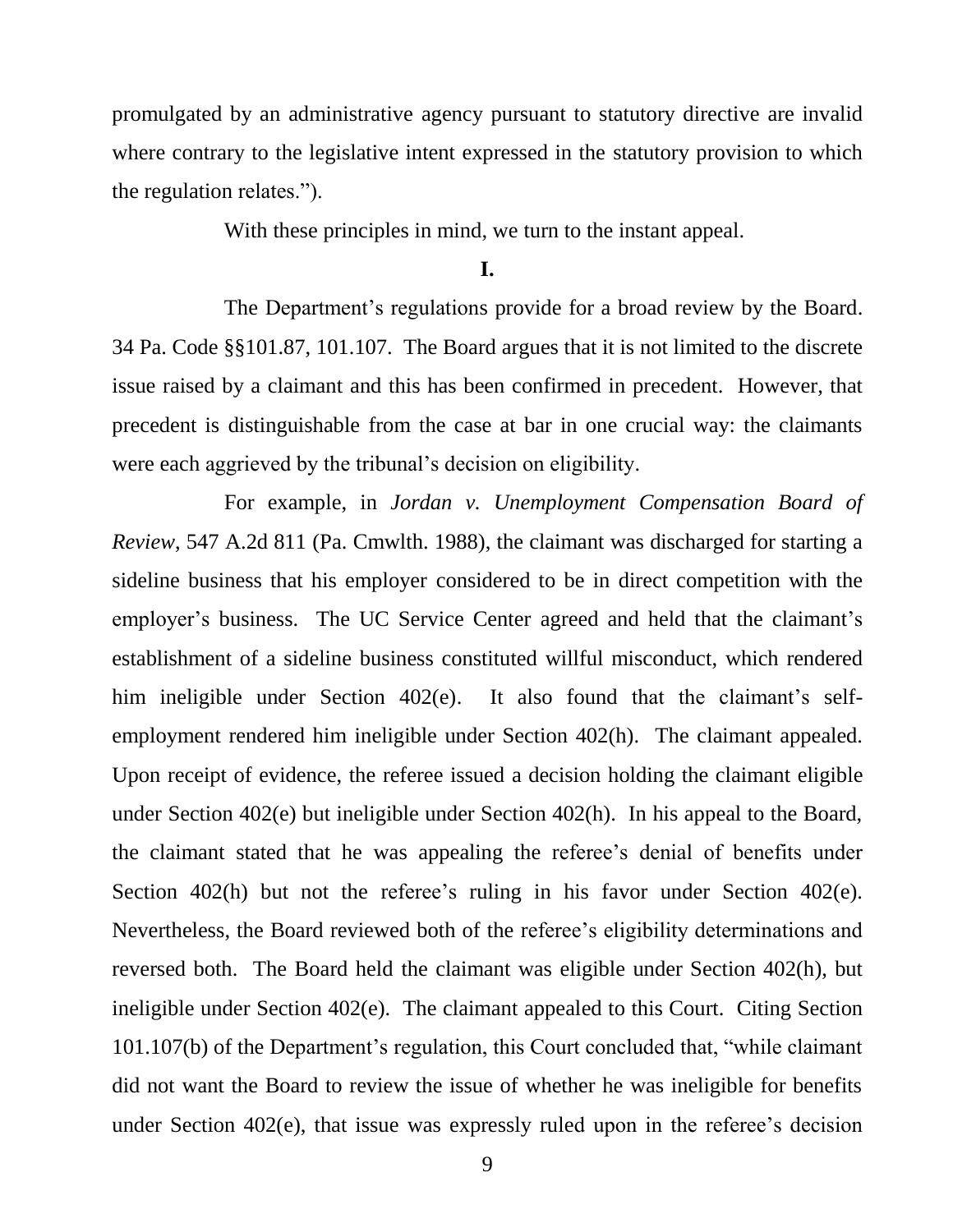promulgated by an administrative agency pursuant to statutory directive are invalid where contrary to the legislative intent expressed in the statutory provision to which the regulation relates.").

With these principles in mind, we turn to the instant appeal.

**I.**

The Department's regulations provide for a broad review by the Board. 34 Pa. Code §§101.87, 101.107. The Board argues that it is not limited to the discrete issue raised by a claimant and this has been confirmed in precedent. However, that precedent is distinguishable from the case at bar in one crucial way: the claimants were each aggrieved by the tribunal's decision on eligibility.

For example, in *Jordan v. Unemployment Compensation Board of Review*, 547 A.2d 811 (Pa. Cmwlth. 1988), the claimant was discharged for starting a sideline business that his employer considered to be in direct competition with the employer's business. The UC Service Center agreed and held that the claimant's establishment of a sideline business constituted willful misconduct, which rendered him ineligible under Section 402(e). It also found that the claimant's self-employment rendered him ineligible under Section 402(h). The claimant appealed. Upon receipt of evidence, the referee issued a decision holding the claimant eligible under Section 402(e) but ineligible under Section 402(h). In his appeal to the Board, the claimant stated that he was appealing the referee's denial of benefits under Section 402(h) but not the referee's ruling in his favor under Section 402(e). Nevertheless, the Board reviewed both of the referee's eligibility determinations and reversed both. The Board held the claimant was eligible under Section 402(h), but ineligible under Section 402(e). The claimant appealed to this Court. Citing Section 101.107(b) of the Department's regulation, this Court concluded that, "while claimant did not want the Board to review the issue of whether he was ineligible for benefits under Section 402(e), that issue was expressly ruled upon in the referee's decision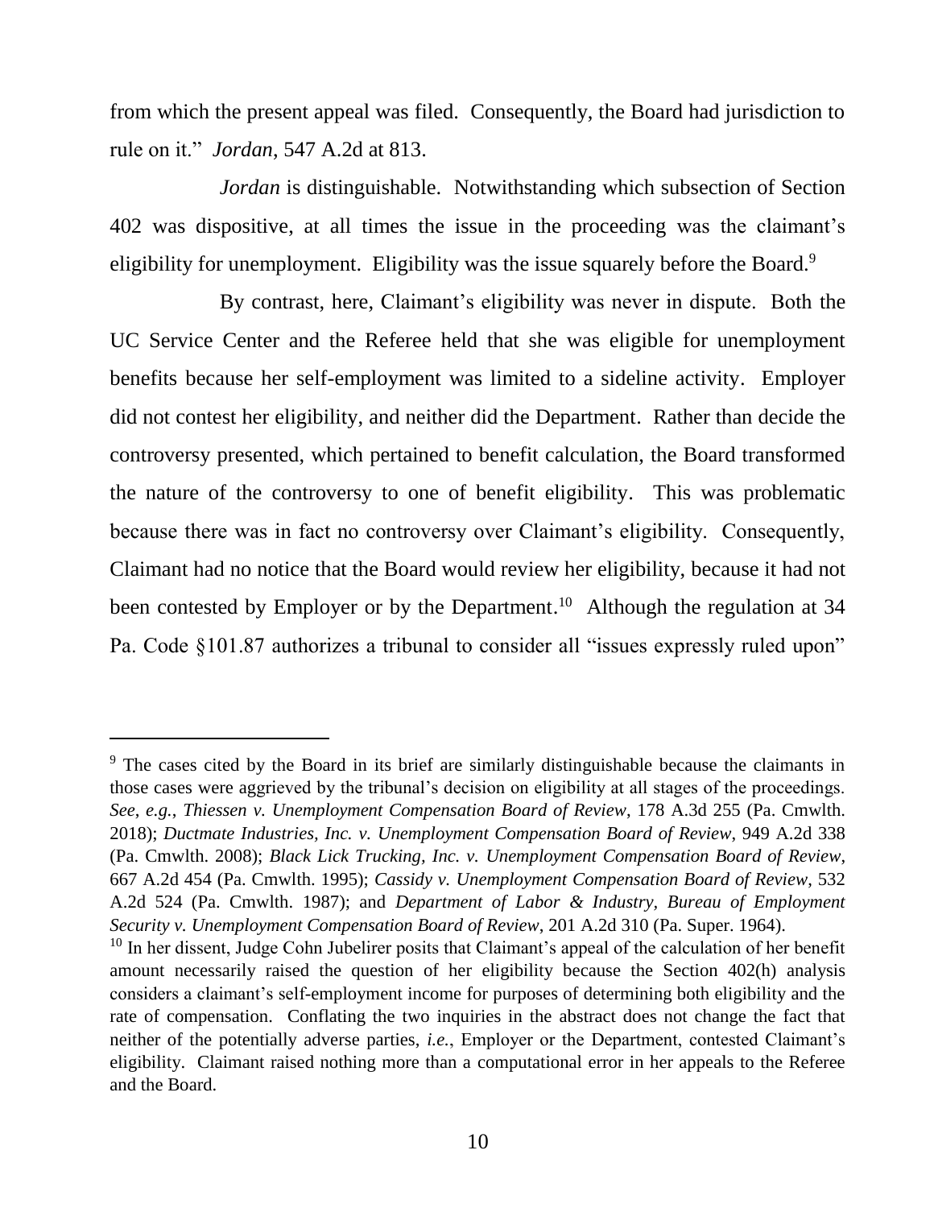from which the present appeal was filed. Consequently, the Board had jurisdiction to rule on it." *Jordan*, 547 A.2d at 813.

*Jordan* is distinguishable. Notwithstanding which subsection of Section 402 was dispositive, at all times the issue in the proceeding was the claimant's eligibility for unemployment. Eligibility was the issue squarely before the Board.[9]

By contrast, here, Claimant's eligibility was never in dispute. Both the UC Service Center and the Referee held that she was eligible for unemployment benefits because her self-employment was limited to a sideline activity. Employer did not contest her eligibility, and neither did the Department. Rather than decide the controversy presented, which pertained to benefit calculation, the Board transformed the nature of the controversy to one of benefit eligibility. This was problematic because there was in fact no controversy over Claimant's eligibility. Consequently, Claimant had no notice that the Board would review her eligibility, because it had not been contested by Employer or by the Department.[10] Although the regulation at 34 Pa. Code §101.87 authorizes a tribunal to consider all "issues expressly ruled upon"

---

[9] The cases cited by the Board in its brief are similarly distinguishable because the claimants in those cases were aggrieved by the tribunal's decision on eligibility at all stages of the proceedings. *See*, *e.g.*, *Thiessen v. Unemployment Compensation Board of Review*, 178 A.3d 255 (Pa. Cmwlth. 2018); *Ductmate Industries, Inc. v. Unemployment Compensation Board of Review*, 949 A.2d 338 (Pa. Cmwlth. 2008); *Black Lick Trucking, Inc. v. Unemployment Compensation Board of Review*, 667 A.2d 454 (Pa. Cmwlth. 1995); *Cassidy v. Unemployment Compensation Board of Review*, 532 A.2d 524 (Pa. Cmwlth. 1987); and *Department of Labor & Industry, Bureau of Employment Security v. Unemployment Compensation Board of Review*, 201 A.2d 310 (Pa. Super. 1964).

[10] In her dissent, Judge Cohn Jubelirer posits that Claimant's appeal of the calculation of her benefit amount necessarily raised the question of her eligibility because the Section 402(h) analysis considers a claimant's self-employment income for purposes of determining both eligibility and the rate of compensation. Conflating the two inquiries in the abstract does not change the fact that neither of the potentially adverse parties, *i.e.*, Employer or the Department, contested Claimant's eligibility. Claimant raised nothing more than a computational error in her appeals to the Referee and the Board.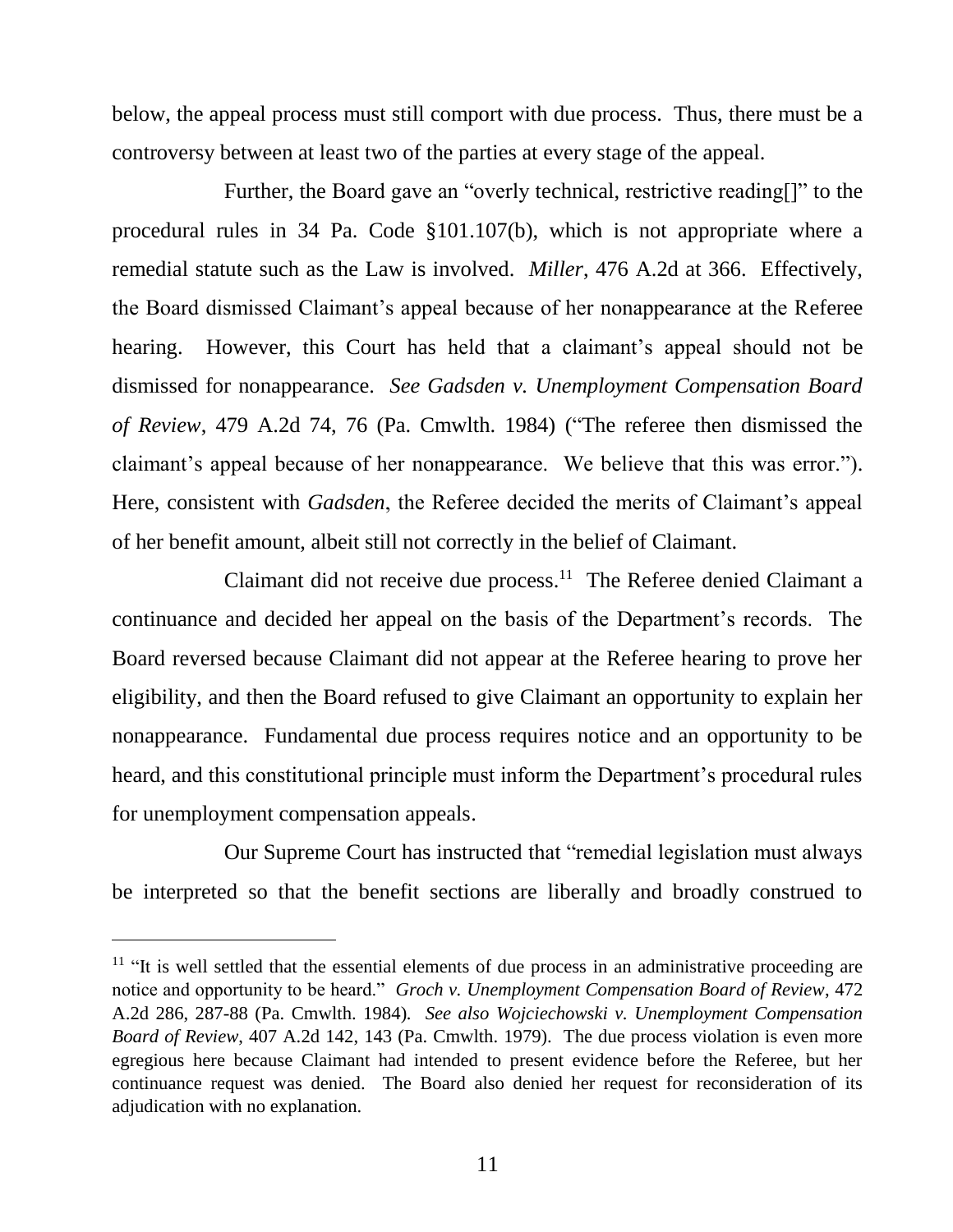below, the appeal process must still comport with due process. Thus, there must be a controversy between at least two of the parties at every stage of the appeal.

Further, the Board gave an "overly technical, restrictive reading[]" to the procedural rules in 34 Pa. Code §101.107(b), which is not appropriate where a remedial statute such as the Law is involved. *Miller*, 476 A.2d at 366. Effectively, the Board dismissed Claimant's appeal because of her nonappearance at the Referee hearing. However, this Court has held that a claimant's appeal should not be dismissed for nonappearance. *See Gadsden v. Unemployment Compensation Board of Review*, 479 A.2d 74, 76 (Pa. Cmwlth. 1984) ("The referee then dismissed the claimant's appeal because of her nonappearance. We believe that this was error."). Here, consistent with *Gadsden*, the Referee decided the merits of Claimant's appeal of her benefit amount, albeit still not correctly in the belief of Claimant.

Claimant did not receive due process.[11] The Referee denied Claimant a continuance and decided her appeal on the basis of the Department's records. The Board reversed because Claimant did not appear at the Referee hearing to prove her eligibility, and then the Board refused to give Claimant an opportunity to explain her nonappearance. Fundamental due process requires notice and an opportunity to be heard, and this constitutional principle must inform the Department's procedural rules for unemployment compensation appeals.

Our Supreme Court has instructed that "remedial legislation must always be interpreted so that the benefit sections are liberally and broadly construed to

---

[11] "It is well settled that the essential elements of due process in an administrative proceeding are notice and opportunity to be heard." *Groch v. Unemployment Compensation Board of Review*, 472 A.2d 286, 287-88 (Pa. Cmwlth. 1984). *See also Wojciechowski v. Unemployment Compensation Board of Review*, 407 A.2d 142, 143 (Pa. Cmwlth. 1979). The due process violation is even more egregious here because Claimant had intended to present evidence before the Referee, but her continuance request was denied. The Board also denied her request for reconsideration of its adjudication with no explanation.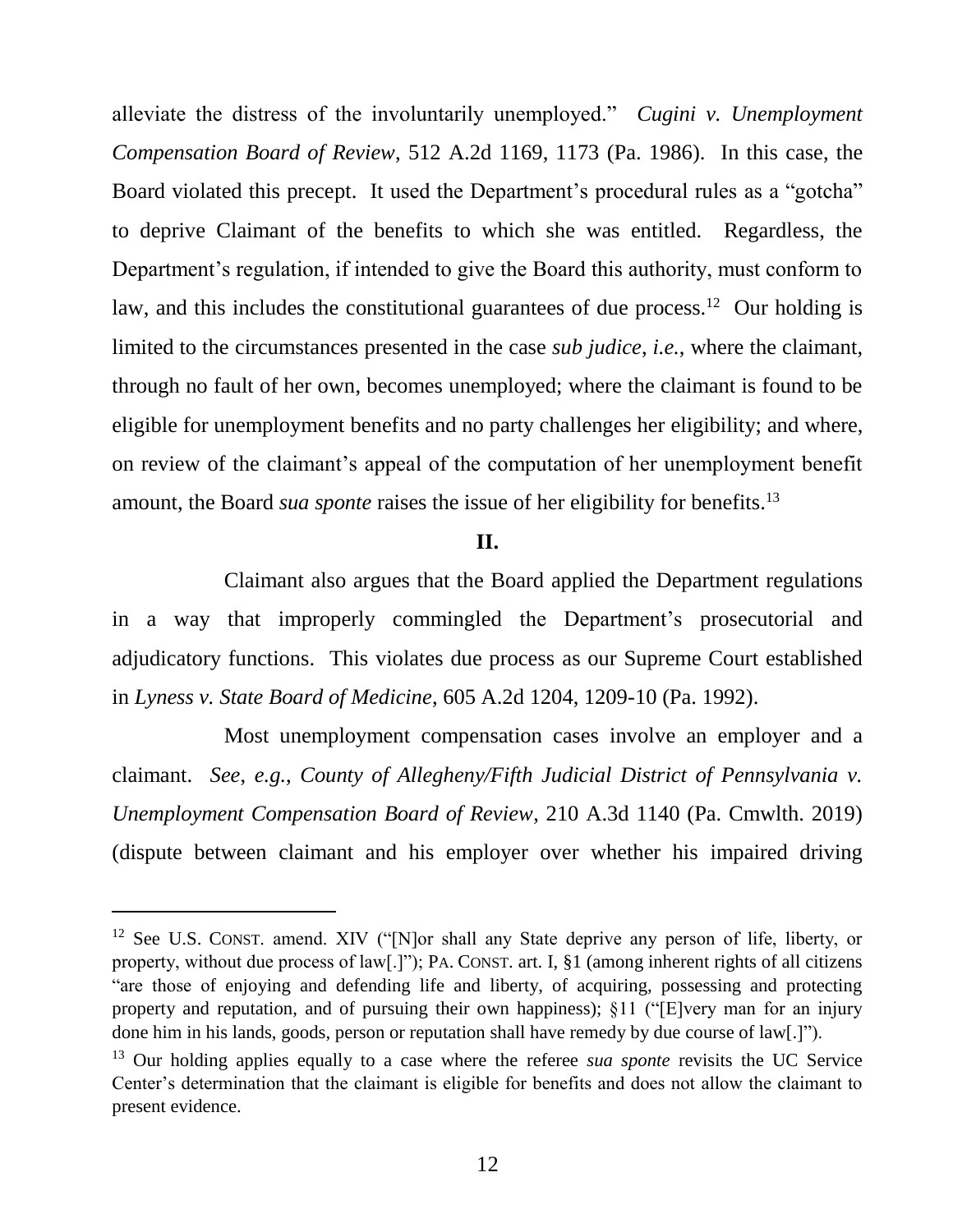alleviate the distress of the involuntarily unemployed." *Cugini v. Unemployment Compensation Board of Review*, 512 A.2d 1169, 1173 (Pa. 1986). In this case, the Board violated this precept. It used the Department's procedural rules as a "gotcha" to deprive Claimant of the benefits to which she was entitled. Regardless, the Department's regulation, if intended to give the Board this authority, must conform to law, and this includes the constitutional guarantees of due process.[12] Our holding is limited to the circumstances presented in the case *sub judice*, *i.e.*, where the claimant, through no fault of her own, becomes unemployed; where the claimant is found to be eligible for unemployment benefits and no party challenges her eligibility; and where, on review of the claimant's appeal of the computation of her unemployment benefit amount, the Board *sua sponte* raises the issue of her eligibility for benefits.[13]

## II.

Claimant also argues that the Board applied the Department regulations in a way that improperly commingled the Department's prosecutorial and adjudicatory functions. This violates due process as our Supreme Court established in *Lyness v. State Board of Medicine*, 605 A.2d 1204, 1209-10 (Pa. 1992).

Most unemployment compensation cases involve an employer and a claimant. *See, e.g.*, *County of Allegheny/Fifth Judicial District of Pennsylvania v. Unemployment Compensation Board of Review*, 210 A.3d 1140 (Pa. Cmwlth. 2019) (dispute between claimant and his employer over whether his impaired driving

---

[12] See U.S. CONST. amend. XIV ("[N]or shall any State deprive any person of life, liberty, or property, without due process of law[.]"); PA. CONST. art. I, §1 (among inherent rights of all citizens "are those of enjoying and defending life and liberty, of acquiring, possessing and protecting property and reputation, and of pursuing their own happiness); §11 ("[E]very man for an injury done him in his lands, goods, person or reputation shall have remedy by due course of law[.]").

[13] Our holding applies equally to a case where the referee *sua sponte* revisits the UC Service Center's determination that the claimant is eligible for benefits and does not allow the claimant to present evidence.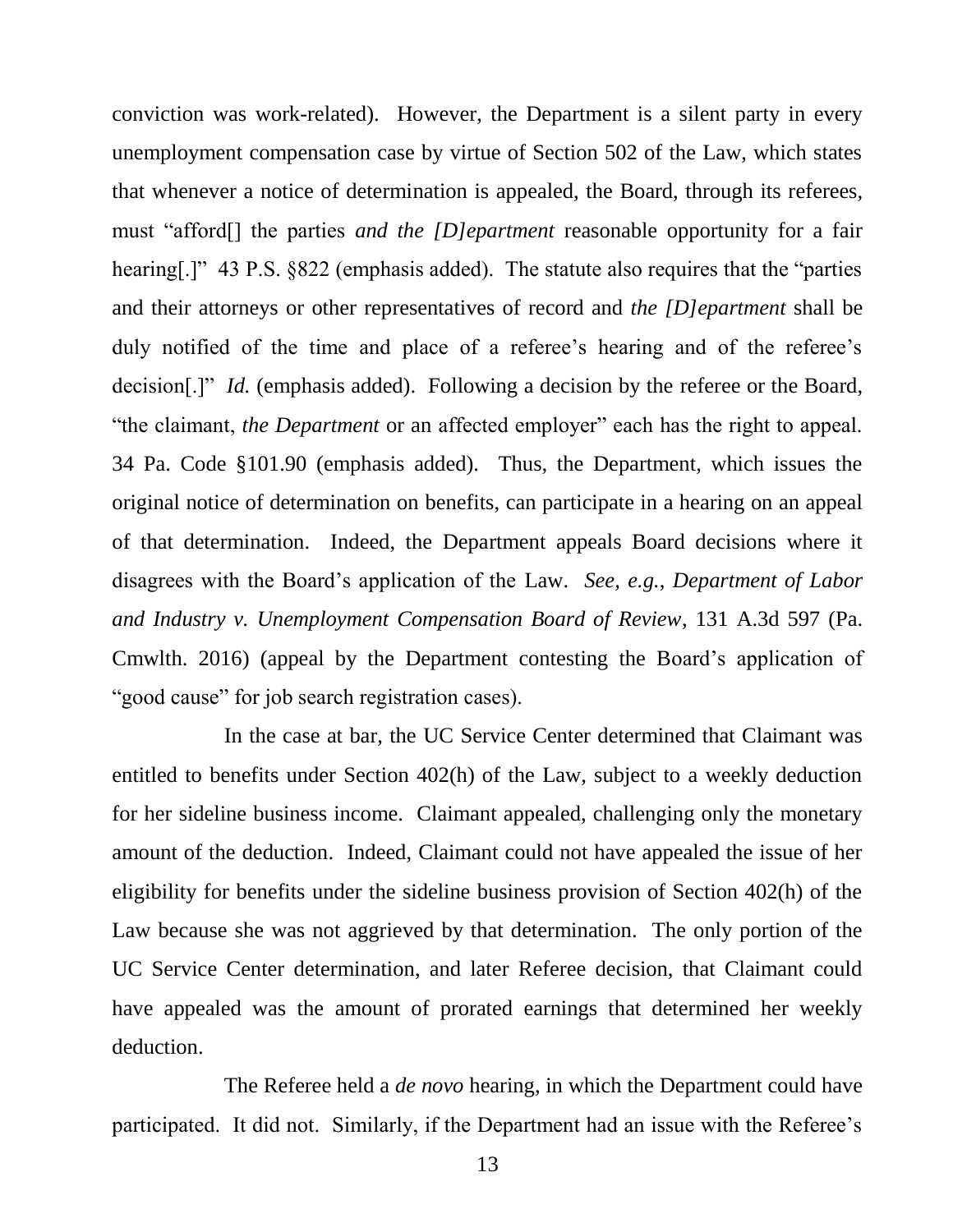conviction was work-related). However, the Department is a silent party in every unemployment compensation case by virtue of Section 502 of the Law, which states that whenever a notice of determination is appealed, the Board, through its referees, must "afford[] the parties *and the [D]epartment* reasonable opportunity for a fair hearing[.]" 43 P.S. §822 (emphasis added). The statute also requires that the "parties and their attorneys or other representatives of record and *the [D]epartment* shall be duly notified of the time and place of a referee's hearing and of the referee's decision[.]" *Id.* (emphasis added). Following a decision by the referee or the Board, "the claimant, *the Department* or an affected employer" each has the right to appeal. 34 Pa. Code §101.90 (emphasis added). Thus, the Department, which issues the original notice of determination on benefits, can participate in a hearing on an appeal of that determination. Indeed, the Department appeals Board decisions where it disagrees with the Board's application of the Law. *See, e.g.*, *Department of Labor and Industry v. Unemployment Compensation Board of Review*, 131 A.3d 597 (Pa. Cmwlth. 2016) (appeal by the Department contesting the Board's application of "good cause" for job search registration cases).

In the case at bar, the UC Service Center determined that Claimant was entitled to benefits under Section 402(h) of the Law, subject to a weekly deduction for her sideline business income. Claimant appealed, challenging only the monetary amount of the deduction. Indeed, Claimant could not have appealed the issue of her eligibility for benefits under the sideline business provision of Section 402(h) of the Law because she was not aggrieved by that determination. The only portion of the UC Service Center determination, and later Referee decision, that Claimant could have appealed was the amount of prorated earnings that determined her weekly deduction.

The Referee held a *de novo* hearing, in which the Department could have participated. It did not. Similarly, if the Department had an issue with the Referee's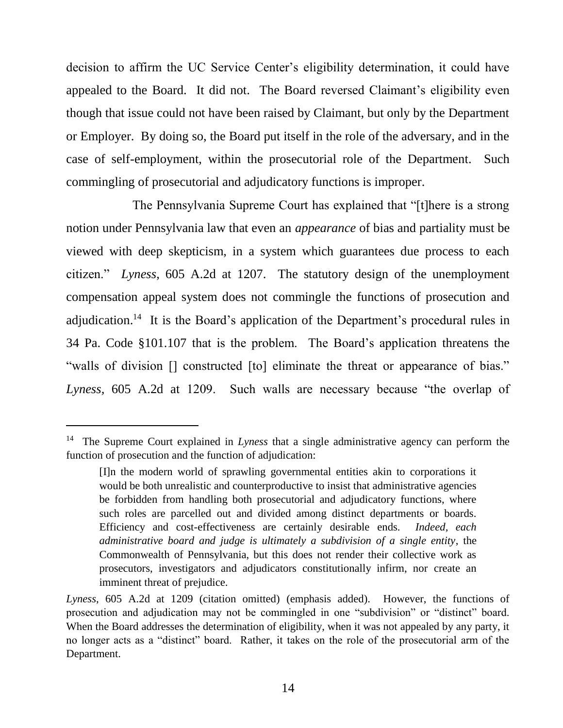decision to affirm the UC Service Center's eligibility determination, it could have appealed to the Board. It did not. The Board reversed Claimant's eligibility even though that issue could not have been raised by Claimant, but only by the Department or Employer. By doing so, the Board put itself in the role of the adversary, and in the case of self-employment, within the prosecutorial role of the Department. Such commingling of prosecutorial and adjudicatory functions is improper.

The Pennsylvania Supreme Court has explained that "[t]here is a strong notion under Pennsylvania law that even an *appearance* of bias and partiality must be viewed with deep skepticism, in a system which guarantees due process to each citizen." *Lyness*, 605 A.2d at 1207. The statutory design of the unemployment compensation appeal system does not commingle the functions of prosecution and adjudication.[14] It is the Board's application of the Department's procedural rules in 34 Pa. Code §101.107 that is the problem. The Board's application threatens the "walls of division [] constructed [to] eliminate the threat or appearance of bias." *Lyness*, 605 A.2d at 1209. Such walls are necessary because "the overlap of

---

[14] The Supreme Court explained in *Lyness* that a single administrative agency can perform the function of prosecution and the function of adjudication:

> [I]n the modern world of sprawling governmental entities akin to corporations it would be both unrealistic and counterproductive to insist that administrative agencies be forbidden from handling both prosecutorial and adjudicatory functions, where such roles are parcelled out and divided among distinct departments or boards. Efficiency and cost-effectiveness are certainly desirable ends. *Indeed, each administrative board and judge is ultimately a subdivision of a single entity*, the Commonwealth of Pennsylvania, but this does not render their collective work as prosecutors, investigators and adjudicators constitutionally infirm, nor create an imminent threat of prejudice.

*Lyness*, 605 A.2d at 1209 (citation omitted) (emphasis added). However, the functions of prosecution and adjudication may not be commingled in one "subdivision" or "distinct" board. When the Board addresses the determination of eligibility, when it was not appealed by any party, it no longer acts as a "distinct" board. Rather, it takes on the role of the prosecutorial arm of the Department.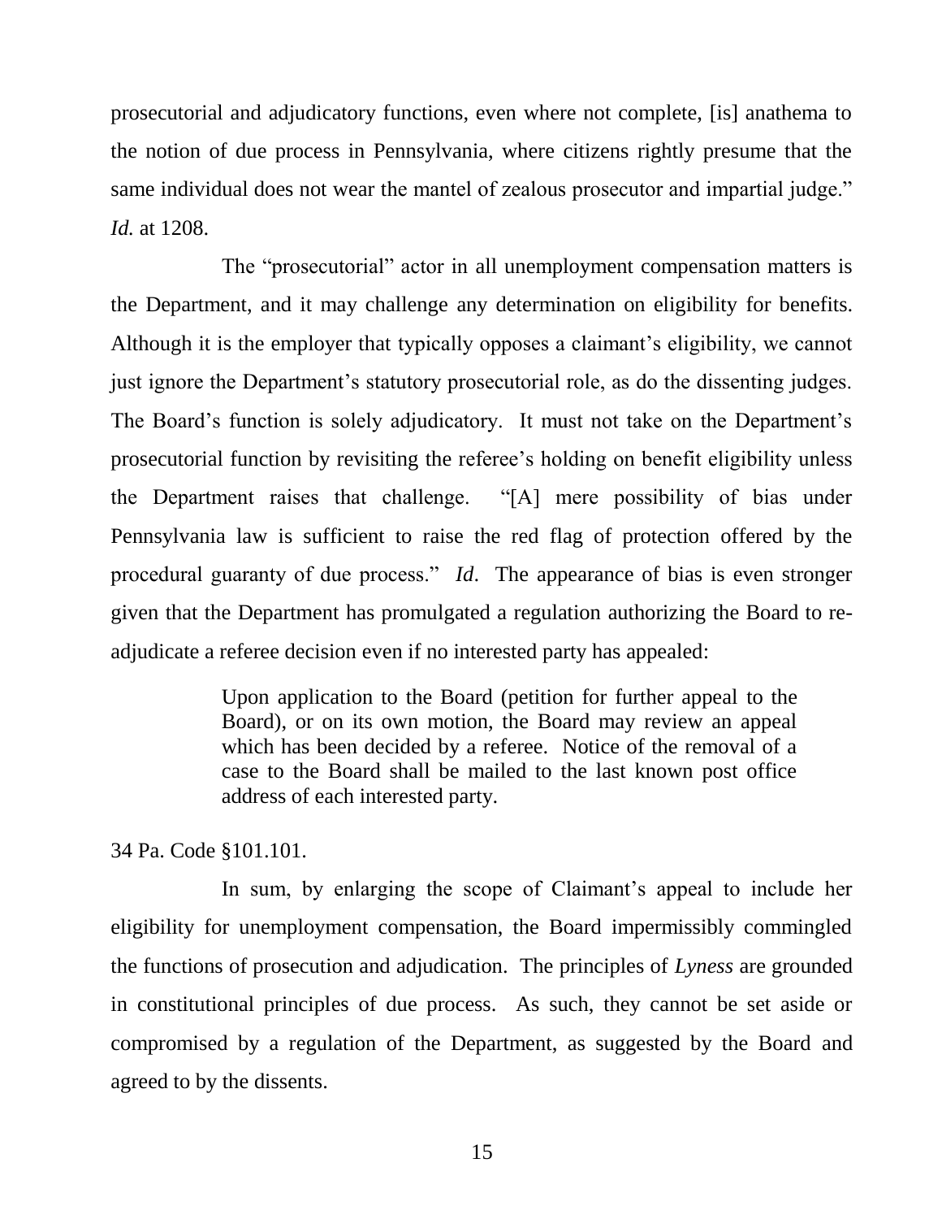prosecutorial and adjudicatory functions, even where not complete, [is] anathema to the notion of due process in Pennsylvania, where citizens rightly presume that the same individual does not wear the mantel of zealous prosecutor and impartial judge." *Id.* at 1208.

The "prosecutorial" actor in all unemployment compensation matters is the Department, and it may challenge any determination on eligibility for benefits. Although it is the employer that typically opposes a claimant's eligibility, we cannot just ignore the Department's statutory prosecutorial role, as do the dissenting judges. The Board's function is solely adjudicatory. It must not take on the Department's prosecutorial function by revisiting the referee's holding on benefit eligibility unless the Department raises that challenge. "[A] mere possibility of bias under Pennsylvania law is sufficient to raise the red flag of protection offered by the procedural guaranty of due process." *Id*. The appearance of bias is even stronger given that the Department has promulgated a regulation authorizing the Board to re-adjudicate a referee decision even if no interested party has appealed:

> Upon application to the Board (petition for further appeal to the Board), or on its own motion, the Board may review an appeal which has been decided by a referee. Notice of the removal of a case to the Board shall be mailed to the last known post office address of each interested party.

34 Pa. Code §101.101.

In sum, by enlarging the scope of Claimant's appeal to include her eligibility for unemployment compensation, the Board impermissibly commingled the functions of prosecution and adjudication. The principles of *Lyness* are grounded in constitutional principles of due process. As such, they cannot be set aside or compromised by a regulation of the Department, as suggested by the Board and agreed to by the dissents.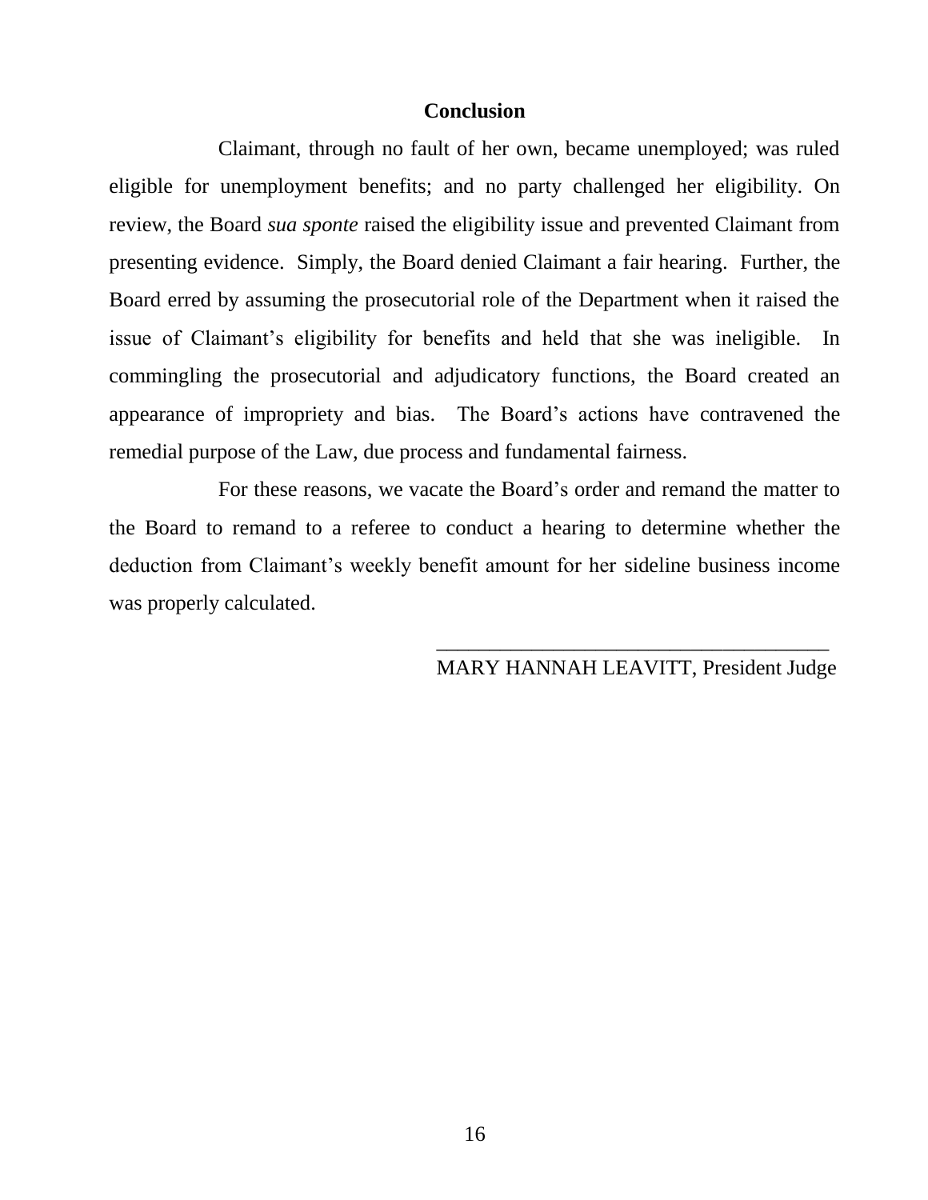## Conclusion

Claimant, through no fault of her own, became unemployed; was ruled eligible for unemployment benefits; and no party challenged her eligibility. On review, the Board *sua sponte* raised the eligibility issue and prevented Claimant from presenting evidence. Simply, the Board denied Claimant a fair hearing. Further, the Board erred by assuming the prosecutorial role of the Department when it raised the issue of Claimant's eligibility for benefits and held that she was ineligible. In commingling the prosecutorial and adjudicatory functions, the Board created an appearance of impropriety and bias. The Board's actions have contravened the remedial purpose of the Law, due process and fundamental fairness.

For these reasons, we vacate the Board's order and remand the matter to the Board to remand to a referee to conduct a hearing to determine whether the deduction from Claimant's weekly benefit amount for her sideline business income was properly calculated.

_____________________________________
MARY HANNAH LEAVITT, President Judge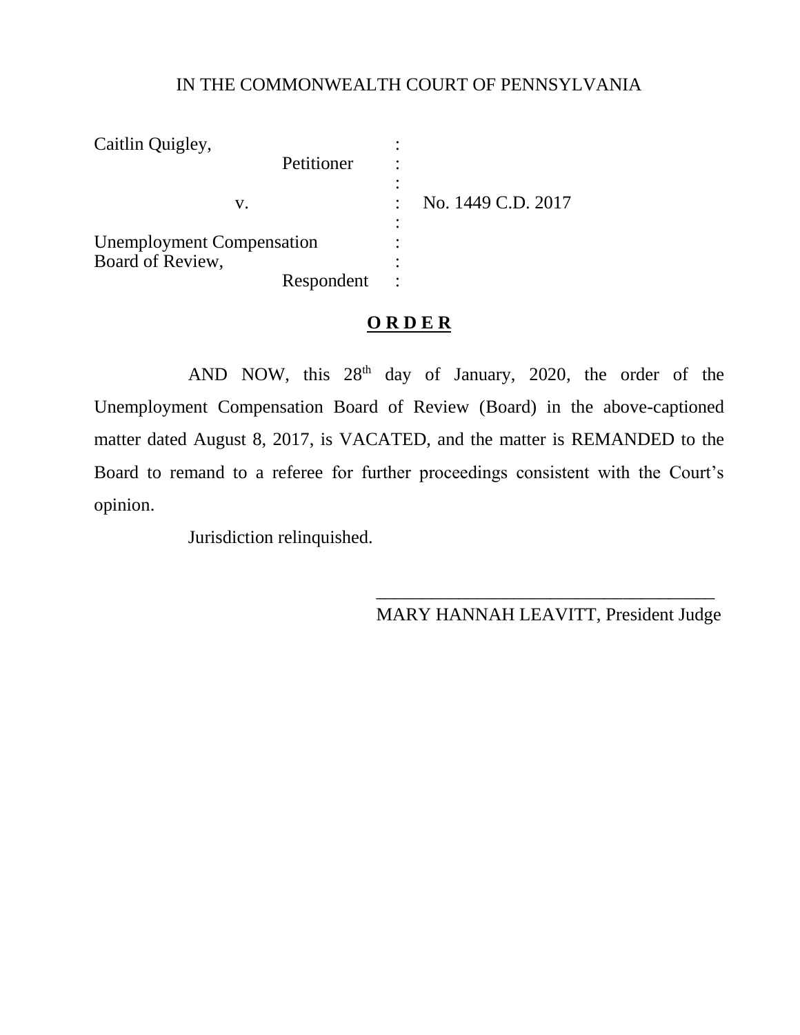IN THE COMMONWEALTH COURT OF PENNSYLVANIA

| | | |
|---|---|---|
| Caitlin Quigley, | : | |
| Petitioner | : | |
| | : | |
| v. | : | No. 1449 C.D. 2017 |
| | : | |
| Unemployment Compensation Board of Review, | : | |
| Respondent | : | |

**O R D E R**

AND NOW, this 28th day of January, 2020, the order of the Unemployment Compensation Board of Review (Board) in the above-captioned matter dated August 8, 2017, is VACATED, and the matter is REMANDED to the Board to remand to a referee for further proceedings consistent with the Court's opinion.

Jurisdiction relinquished.

\_\_\_\_\_\_\_\_\_\_\_\_\_\_\_\_\_\_\_\_\_\_\_\_\_\_\_\_\_\_\_\_\_\_\_\_\_\_

MARY HANNAH LEAVITT, President Judge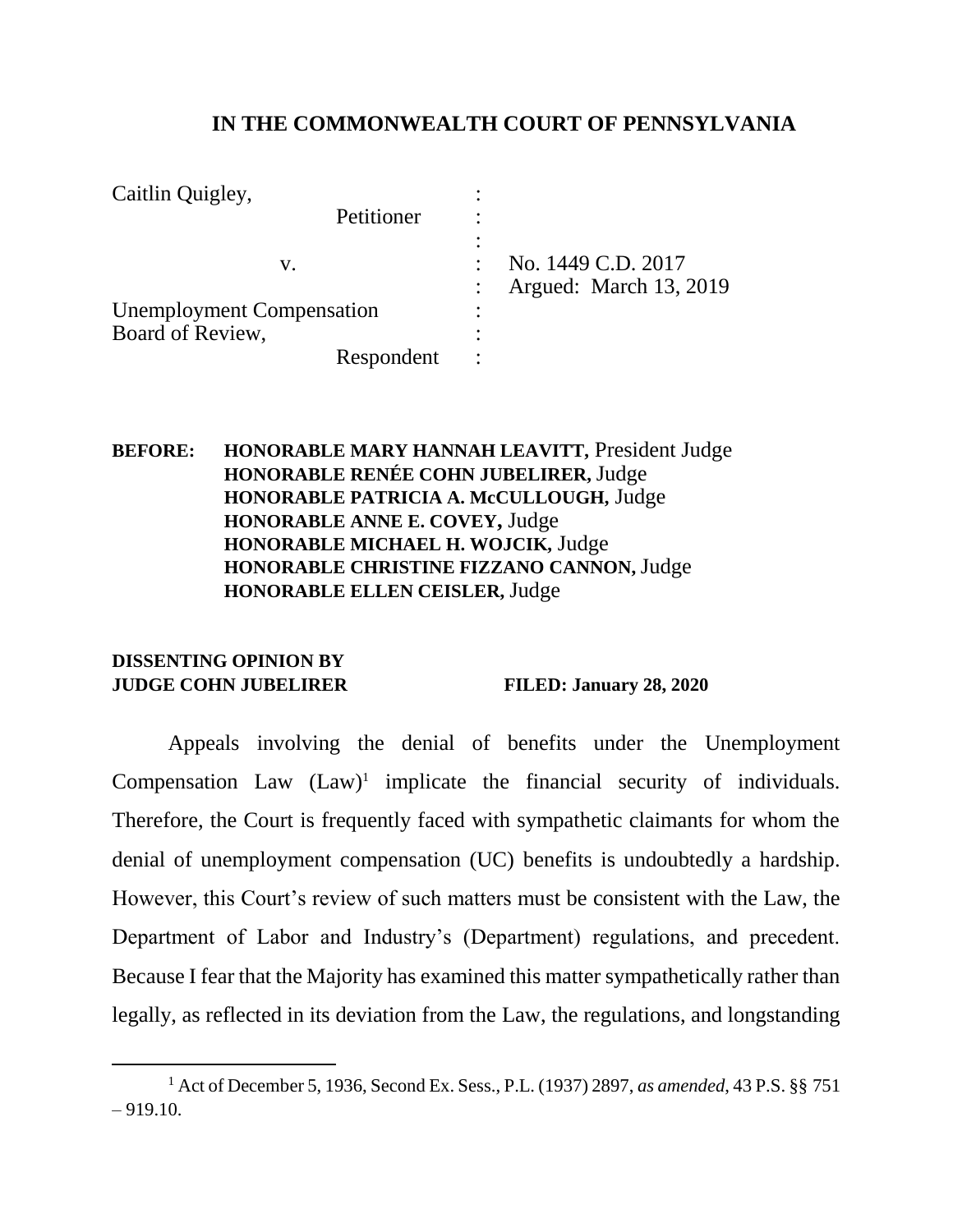**IN THE COMMONWEALTH COURT OF PENNSYLVANIA**

| | | |
|---|---|---|
| Caitlin Quigley, | : | |
| Petitioner | : | |
| | : | |
| v. | : | No. 1449 C.D. 2017 |
| | : | Argued: March 13, 2019 |
| Unemployment Compensation | : | |
| Board of Review, | : | |
| Respondent | : | |

**BEFORE:** **HONORABLE MARY HANNAH LEAVITT,** President Judge
**HONORABLE RENÉE COHN JUBELIRER,** Judge
**HONORABLE PATRICIA A. McCULLOUGH,** Judge
**HONORABLE ANNE E. COVEY,** Judge
**HONORABLE MICHAEL H. WOJCIK,** Judge
**HONORABLE CHRISTINE FIZZANO CANNON,** Judge
**HONORABLE ELLEN CEISLER,** Judge

**DISSENTING OPINION BY**
**JUDGE COHN JUBELIRER** **FILED: January 28, 2020**

Appeals involving the denial of benefits under the Unemployment Compensation Law (Law)[1] implicate the financial security of individuals. Therefore, the Court is frequently faced with sympathetic claimants for whom the denial of unemployment compensation (UC) benefits is undoubtedly a hardship. However, this Court's review of such matters must be consistent with the Law, the Department of Labor and Industry's (Department) regulations, and precedent. Because I fear that the Majority has examined this matter sympathetically rather than legally, as reflected in its deviation from the Law, the regulations, and longstanding

---

[1] Act of December 5, 1936, Second Ex. Sess., P.L. (1937) 2897, *as amended*, 43 P.S. §§ 751 – 919.10.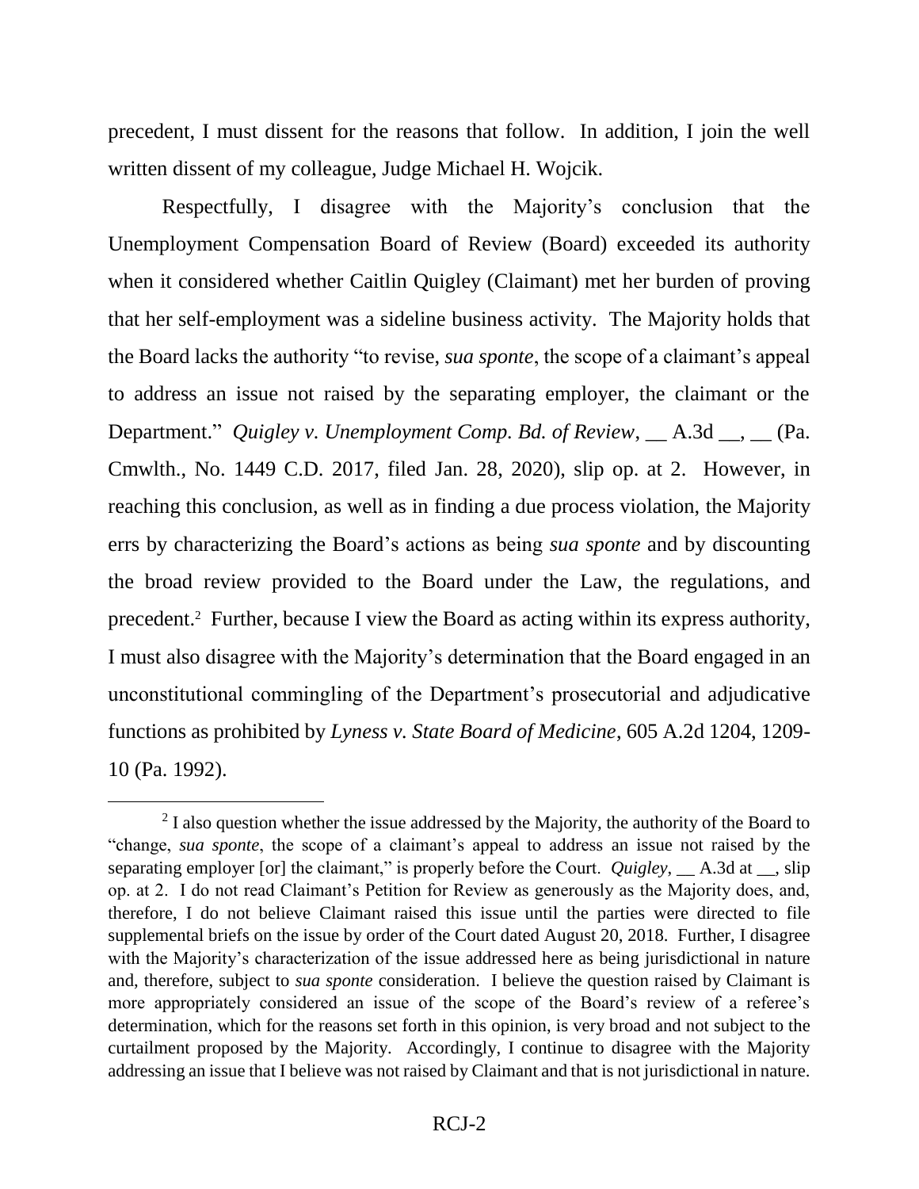precedent, I must dissent for the reasons that follow. In addition, I join the well written dissent of my colleague, Judge Michael H. Wojcik.

Respectfully, I disagree with the Majority's conclusion that the Unemployment Compensation Board of Review (Board) exceeded its authority when it considered whether Caitlin Quigley (Claimant) met her burden of proving that her self-employment was a sideline business activity. The Majority holds that the Board lacks the authority "to revise, *sua sponte*, the scope of a claimant's appeal to address an issue not raised by the separating employer, the claimant or the Department." *Quigley v. Unemployment Comp. Bd. of Review*, __ A.3d __, __ (Pa. Cmwlth., No. 1449 C.D. 2017, filed Jan. 28, 2020), slip op. at 2. However, in reaching this conclusion, as well as in finding a due process violation, the Majority errs by characterizing the Board's actions as being *sua sponte* and by discounting the broad review provided to the Board under the Law, the regulations, and precedent.[2] Further, because I view the Board as acting within its express authority, I must also disagree with the Majority's determination that the Board engaged in an unconstitutional commingling of the Department's prosecutorial and adjudicative functions as prohibited by *Lyness v. State Board of Medicine*, 605 A.2d 1204, 1209-10 (Pa. 1992).

---

[2] I also question whether the issue addressed by the Majority, the authority of the Board to "change, *sua sponte*, the scope of a claimant's appeal to address an issue not raised by the separating employer [or] the claimant," is properly before the Court. *Quigley*, __ A.3d at __, slip op. at 2. I do not read Claimant's Petition for Review as generously as the Majority does, and, therefore, I do not believe Claimant raised this issue until the parties were directed to file supplemental briefs on the issue by order of the Court dated August 20, 2018. Further, I disagree with the Majority's characterization of the issue addressed here as being jurisdictional in nature and, therefore, subject to *sua sponte* consideration. I believe the question raised by Claimant is more appropriately considered an issue of the scope of the Board's review of a referee's determination, which for the reasons set forth in this opinion, is very broad and not subject to the curtailment proposed by the Majority. Accordingly, I continue to disagree with the Majority addressing an issue that I believe was not raised by Claimant and that is not jurisdictional in nature.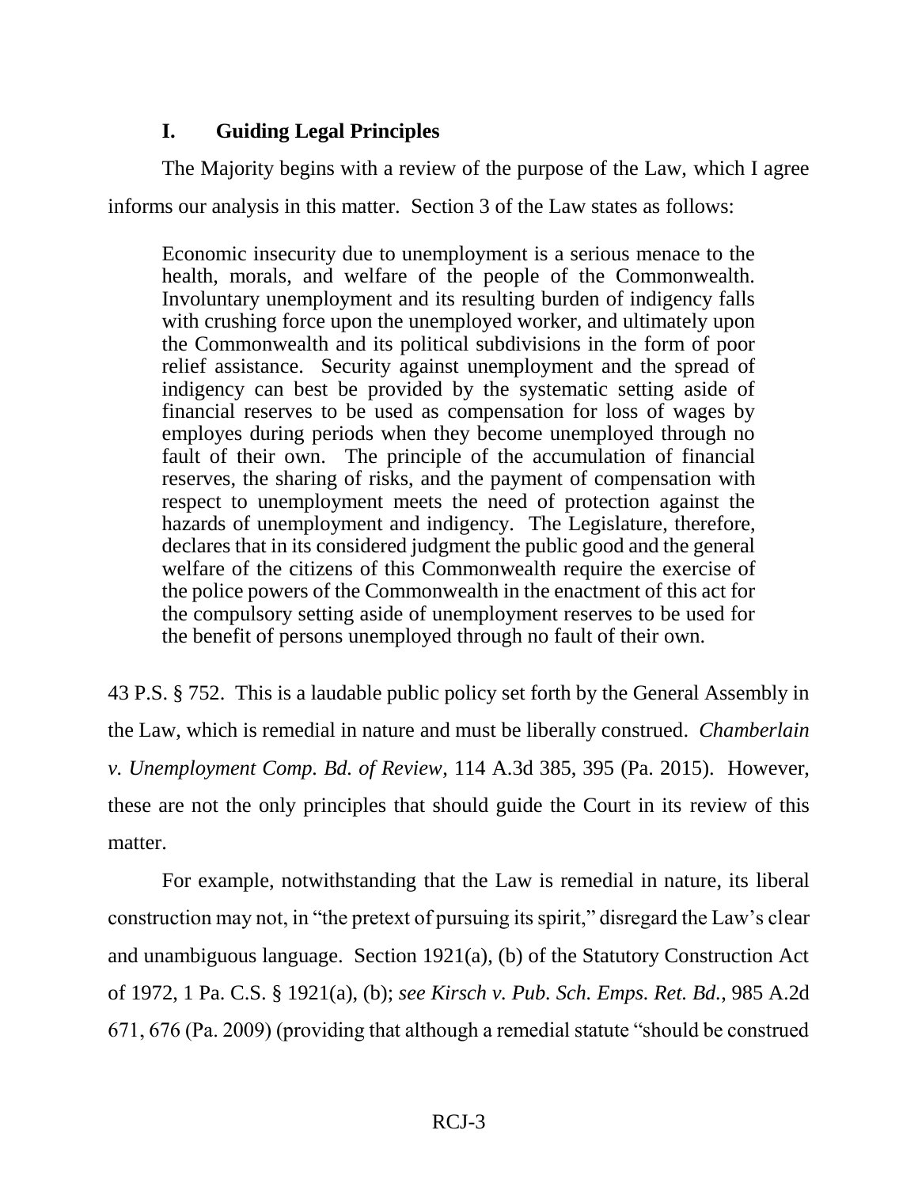## I. Guiding Legal Principles

The Majority begins with a review of the purpose of the Law, which I agree informs our analysis in this matter. Section 3 of the Law states as follows:

> Economic insecurity due to unemployment is a serious menace to the health, morals, and welfare of the people of the Commonwealth. Involuntary unemployment and its resulting burden of indigency falls with crushing force upon the unemployed worker, and ultimately upon the Commonwealth and its political subdivisions in the form of poor relief assistance. Security against unemployment and the spread of indigency can best be provided by the systematic setting aside of financial reserves to be used as compensation for loss of wages by employes during periods when they become unemployed through no fault of their own. The principle of the accumulation of financial reserves, the sharing of risks, and the payment of compensation with respect to unemployment meets the need of protection against the hazards of unemployment and indigency. The Legislature, therefore, declares that in its considered judgment the public good and the general welfare of the citizens of this Commonwealth require the exercise of the police powers of the Commonwealth in the enactment of this act for the compulsory setting aside of unemployment reserves to be used for the benefit of persons unemployed through no fault of their own.

43 P.S. § 752. This is a laudable public policy set forth by the General Assembly in the Law, which is remedial in nature and must be liberally construed. *Chamberlain v. Unemployment Comp. Bd. of Review*, 114 A.3d 385, 395 (Pa. 2015). However, these are not the only principles that should guide the Court in its review of this matter.

For example, notwithstanding that the Law is remedial in nature, its liberal construction may not, in "the pretext of pursuing its spirit," disregard the Law's clear and unambiguous language. Section 1921(a), (b) of the Statutory Construction Act of 1972, 1 Pa. C.S. § 1921(a), (b); *see Kirsch v. Pub. Sch. Emps. Ret. Bd.*, 985 A.2d 671, 676 (Pa. 2009) (providing that although a remedial statute "should be construed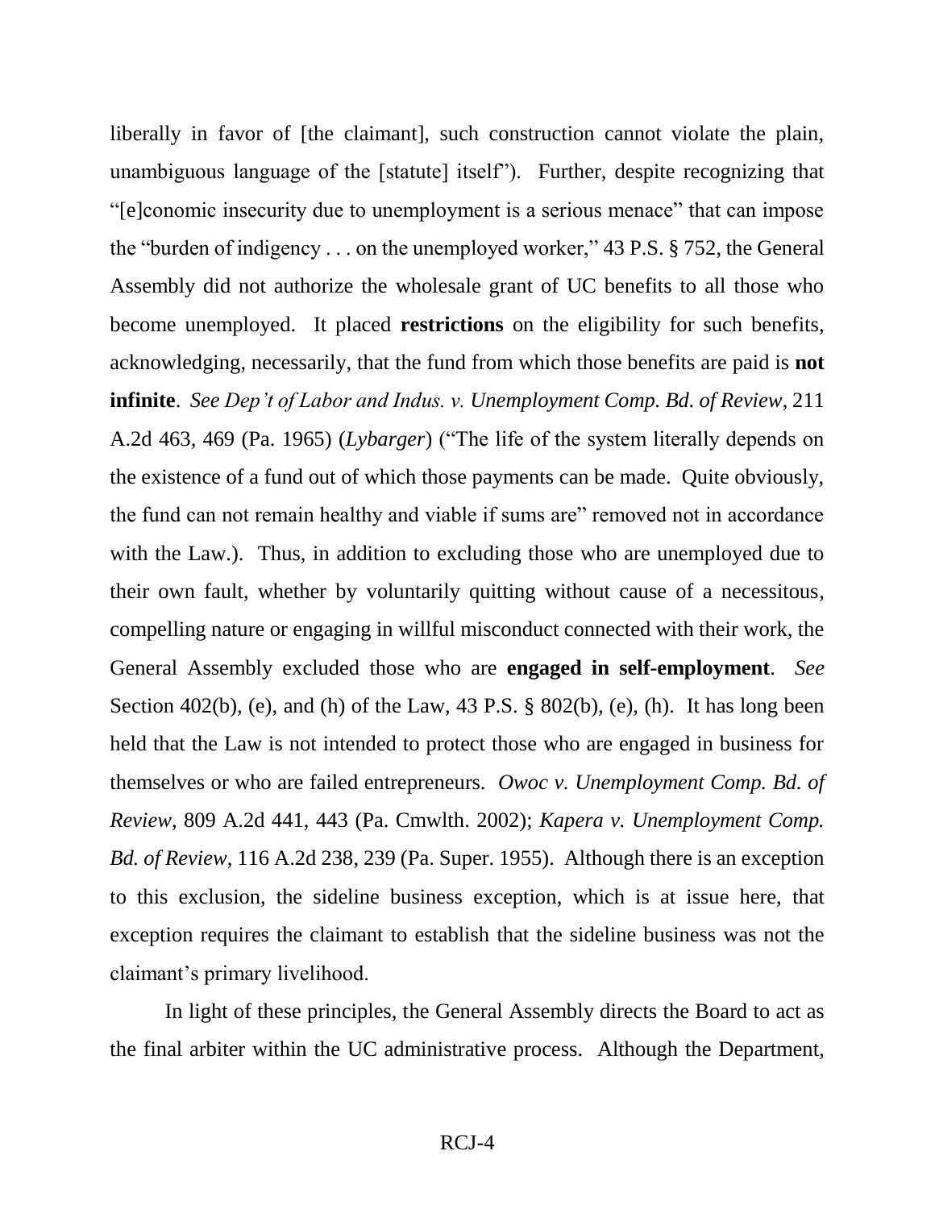liberally in favor of [the claimant], such construction cannot violate the plain, unambiguous language of the [statute] itself"). Further, despite recognizing that "[e]conomic insecurity due to unemployment is a serious menace" that can impose the "burden of indigency . . . on the unemployed worker," 43 P.S. § 752, the General Assembly did not authorize the wholesale grant of UC benefits to all those who become unemployed. It placed **restrictions** on the eligibility for such benefits, acknowledging, necessarily, that the fund from which those benefits are paid is **not infinite**. *See Dep't of Labor and Indus. v. Unemployment Comp. Bd. of Review*, 211 A.2d 463, 469 (Pa. 1965) (*Lybarger*) ("The life of the system literally depends on the existence of a fund out of which those payments can be made. Quite obviously, the fund can not remain healthy and viable if sums are" removed not in accordance with the Law.). Thus, in addition to excluding those who are unemployed due to their own fault, whether by voluntarily quitting without cause of a necessitous, compelling nature or engaging in willful misconduct connected with their work, the General Assembly excluded those who are **engaged in self-employment**. *See* Section 402(b), (e), and (h) of the Law, 43 P.S. § 802(b), (e), (h). It has long been held that the Law is not intended to protect those who are engaged in business for themselves or who are failed entrepreneurs. *Owoc v. Unemployment Comp. Bd. of Review*, 809 A.2d 441, 443 (Pa. Cmwlth. 2002); *Kapera v. Unemployment Comp. Bd. of Review*, 116 A.2d 238, 239 (Pa. Super. 1955). Although there is an exception to this exclusion, the sideline business exception, which is at issue here, that exception requires the claimant to establish that the sideline business was not the claimant's primary livelihood.

In light of these principles, the General Assembly directs the Board to act as the final arbiter within the UC administrative process. Although the Department,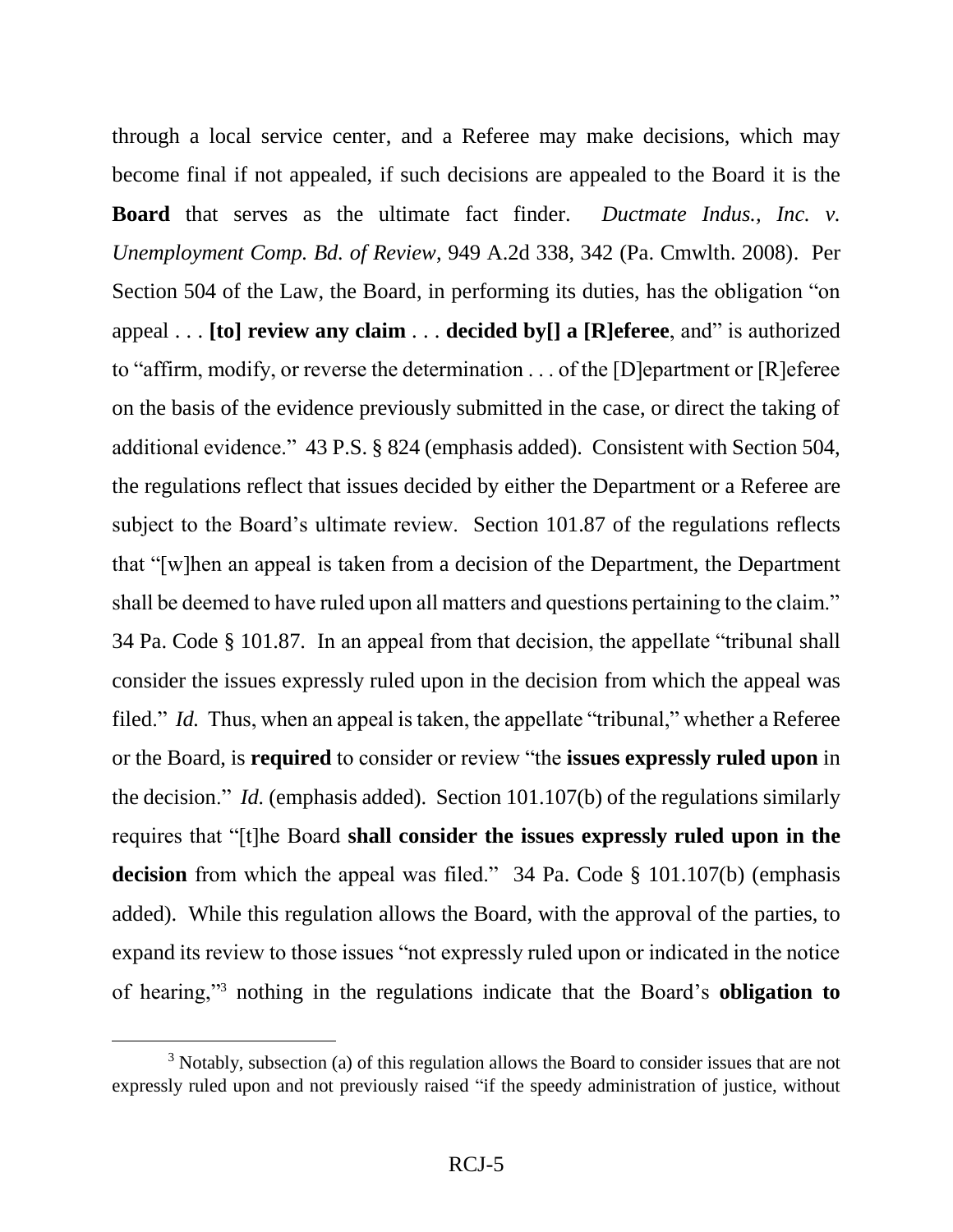through a local service center, and a Referee may make decisions, which may become final if not appealed, if such decisions are appealed to the Board it is the **Board** that serves as the ultimate fact finder. *Ductmate Indus., Inc. v. Unemployment Comp. Bd. of Review*, 949 A.2d 338, 342 (Pa. Cmwlth. 2008). Per Section 504 of the Law, the Board, in performing its duties, has the obligation "on appeal . . . **[to] review any claim** . . . **decided by[] a [R]eferee**, and" is authorized to "affirm, modify, or reverse the determination . . . of the [D]epartment or [R]eferee on the basis of the evidence previously submitted in the case, or direct the taking of additional evidence." 43 P.S. § 824 (emphasis added). Consistent with Section 504, the regulations reflect that issues decided by either the Department or a Referee are subject to the Board's ultimate review. Section 101.87 of the regulations reflects that "[w]hen an appeal is taken from a decision of the Department, the Department shall be deemed to have ruled upon all matters and questions pertaining to the claim." 34 Pa. Code § 101.87. In an appeal from that decision, the appellate "tribunal shall consider the issues expressly ruled upon in the decision from which the appeal was filed." *Id.* Thus, when an appeal is taken, the appellate "tribunal," whether a Referee or the Board, is **required** to consider or review "the **issues expressly ruled upon** in the decision." *Id.* (emphasis added). Section 101.107(b) of the regulations similarly requires that "[t]he Board **shall consider the issues expressly ruled upon in the decision** from which the appeal was filed." 34 Pa. Code § 101.107(b) (emphasis added). While this regulation allows the Board, with the approval of the parties, to expand its review to those issues "not expressly ruled upon or indicated in the notice of hearing,"[3] nothing in the regulations indicate that the Board's **obligation to**

[3] Notably, subsection (a) of this regulation allows the Board to consider issues that are not expressly ruled upon and not previously raised "if the speedy administration of justice, without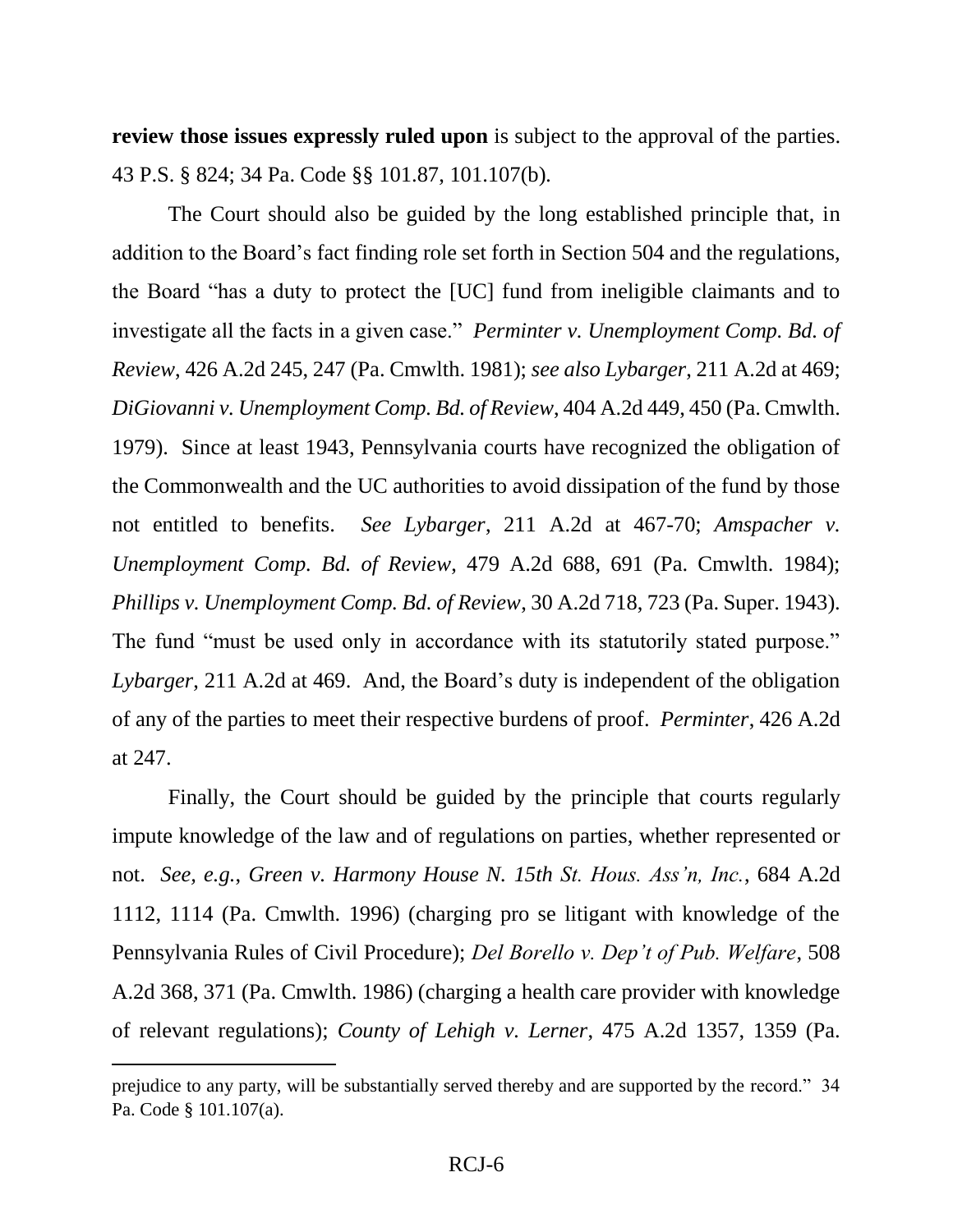**review those issues expressly ruled upon** is subject to the approval of the parties. 43 P.S. § 824; 34 Pa. Code §§ 101.87, 101.107(b).

The Court should also be guided by the long established principle that, in addition to the Board's fact finding role set forth in Section 504 and the regulations, the Board "has a duty to protect the [UC] fund from ineligible claimants and to investigate all the facts in a given case." *Perminter v. Unemployment Comp. Bd. of Review*, 426 A.2d 245, 247 (Pa. Cmwlth. 1981); *see also Lybarger*, 211 A.2d at 469; *DiGiovanni v. Unemployment Comp. Bd. of Review*, 404 A.2d 449, 450 (Pa. Cmwlth. 1979). Since at least 1943, Pennsylvania courts have recognized the obligation of the Commonwealth and the UC authorities to avoid dissipation of the fund by those not entitled to benefits. *See Lybarger*, 211 A.2d at 467-70; *Amspacher v. Unemployment Comp. Bd. of Review*, 479 A.2d 688, 691 (Pa. Cmwlth. 1984); *Phillips v. Unemployment Comp. Bd. of Review*, 30 A.2d 718, 723 (Pa. Super. 1943). The fund "must be used only in accordance with its statutorily stated purpose." *Lybarger*, 211 A.2d at 469. And, the Board's duty is independent of the obligation of any of the parties to meet their respective burdens of proof. *Perminter*, 426 A.2d at 247.

Finally, the Court should be guided by the principle that courts regularly impute knowledge of the law and of regulations on parties, whether represented or not. *See, e.g.*, *Green v. Harmony House N. 15th St. Hous. Ass'n, Inc.*, 684 A.2d 1112, 1114 (Pa. Cmwlth. 1996) (charging pro se litigant with knowledge of the Pennsylvania Rules of Civil Procedure); *Del Borello v. Dep't of Pub. Welfare*, 508 A.2d 368, 371 (Pa. Cmwlth. 1986) (charging a health care provider with knowledge of relevant regulations); *County of Lehigh v. Lerner*, 475 A.2d 1357, 1359 (Pa.

---

prejudice to any party, will be substantially served thereby and are supported by the record." 34 Pa. Code § 101.107(a).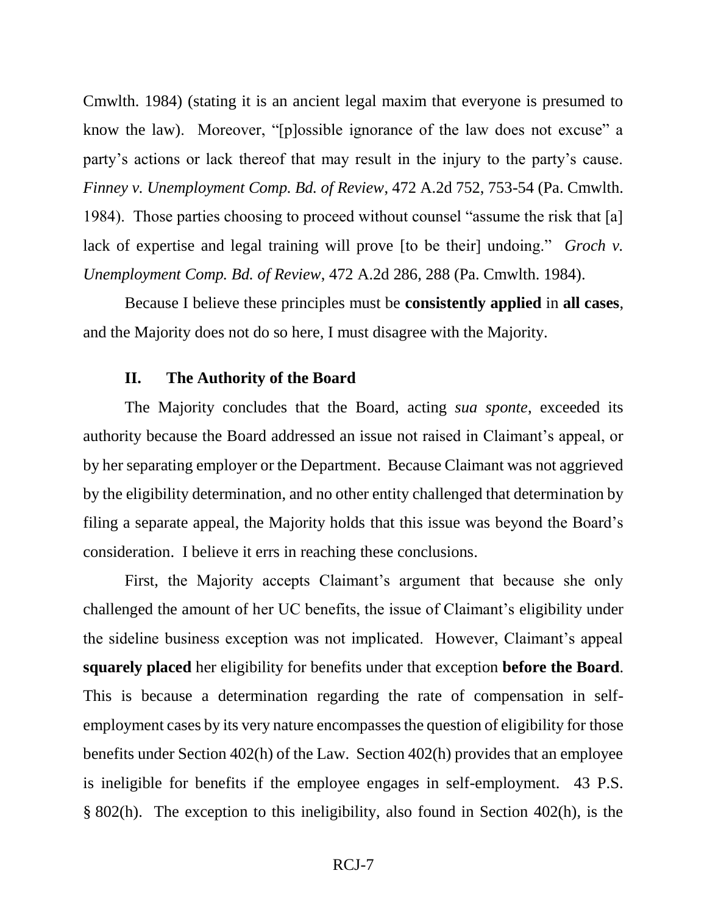Cmwlth. 1984) (stating it is an ancient legal maxim that everyone is presumed to know the law). Moreover, "[p]ossible ignorance of the law does not excuse" a party's actions or lack thereof that may result in the injury to the party's cause. *Finney v. Unemployment Comp. Bd. of Review*, 472 A.2d 752, 753-54 (Pa. Cmwlth. 1984). Those parties choosing to proceed without counsel "assume the risk that [a] lack of expertise and legal training will prove [to be their] undoing." *Groch v. Unemployment Comp. Bd. of Review*, 472 A.2d 286, 288 (Pa. Cmwlth. 1984).

Because I believe these principles must be **consistently applied** in **all cases**, and the Majority does not do so here, I must disagree with the Majority.

## II. The Authority of the Board

The Majority concludes that the Board, acting *sua sponte*, exceeded its authority because the Board addressed an issue not raised in Claimant's appeal, or by her separating employer or the Department. Because Claimant was not aggrieved by the eligibility determination, and no other entity challenged that determination by filing a separate appeal, the Majority holds that this issue was beyond the Board's consideration. I believe it errs in reaching these conclusions.

First, the Majority accepts Claimant's argument that because she only challenged the amount of her UC benefits, the issue of Claimant's eligibility under the sideline business exception was not implicated. However, Claimant's appeal **squarely placed** her eligibility for benefits under that exception **before the Board**. This is because a determination regarding the rate of compensation in self-employment cases by its very nature encompasses the question of eligibility for those benefits under Section 402(h) of the Law. Section 402(h) provides that an employee is ineligible for benefits if the employee engages in self-employment. 43 P.S. § 802(h). The exception to this ineligibility, also found in Section 402(h), is the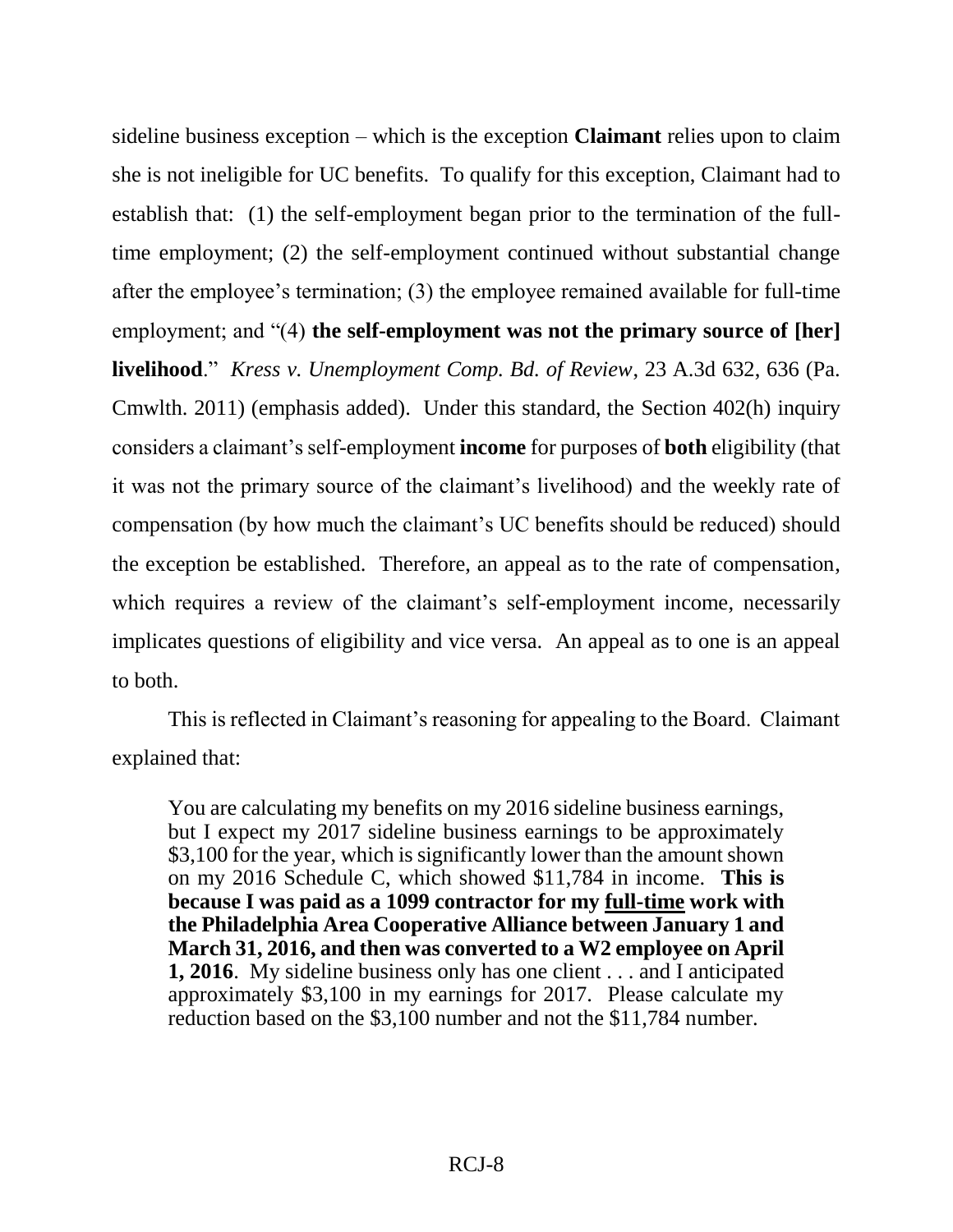sideline business exception – which is the exception **Claimant** relies upon to claim she is not ineligible for UC benefits. To qualify for this exception, Claimant had to establish that: (1) the self-employment began prior to the termination of the full-time employment; (2) the self-employment continued without substantial change after the employee's termination; (3) the employee remained available for full-time employment; and "(4) **the self-employment was not the primary source of [her] livelihood**." *Kress v. Unemployment Comp. Bd. of Review*, 23 A.3d 632, 636 (Pa. Cmwlth. 2011) (emphasis added). Under this standard, the Section 402(h) inquiry considers a claimant's self-employment **income** for purposes of **both** eligibility (that it was not the primary source of the claimant's livelihood) and the weekly rate of compensation (by how much the claimant's UC benefits should be reduced) should the exception be established. Therefore, an appeal as to the rate of compensation, which requires a review of the claimant's self-employment income, necessarily implicates questions of eligibility and vice versa. An appeal as to one is an appeal to both.

This is reflected in Claimant's reasoning for appealing to the Board. Claimant explained that:

> You are calculating my benefits on my 2016 sideline business earnings, but I expect my 2017 sideline business earnings to be approximately \$3,100 for the year, which is significantly lower than the amount shown on my 2016 Schedule C, which showed \$11,784 in income. **This is because I was paid as a 1099 contractor for my <u>full-time</u> work with the Philadelphia Area Cooperative Alliance between January 1 and March 31, 2016, and then was converted to a W2 employee on April 1, 2016**. My sideline business only has one client . . . and I anticipated approximately \$3,100 in my earnings for 2017. Please calculate my reduction based on the \$3,100 number and not the \$11,784 number.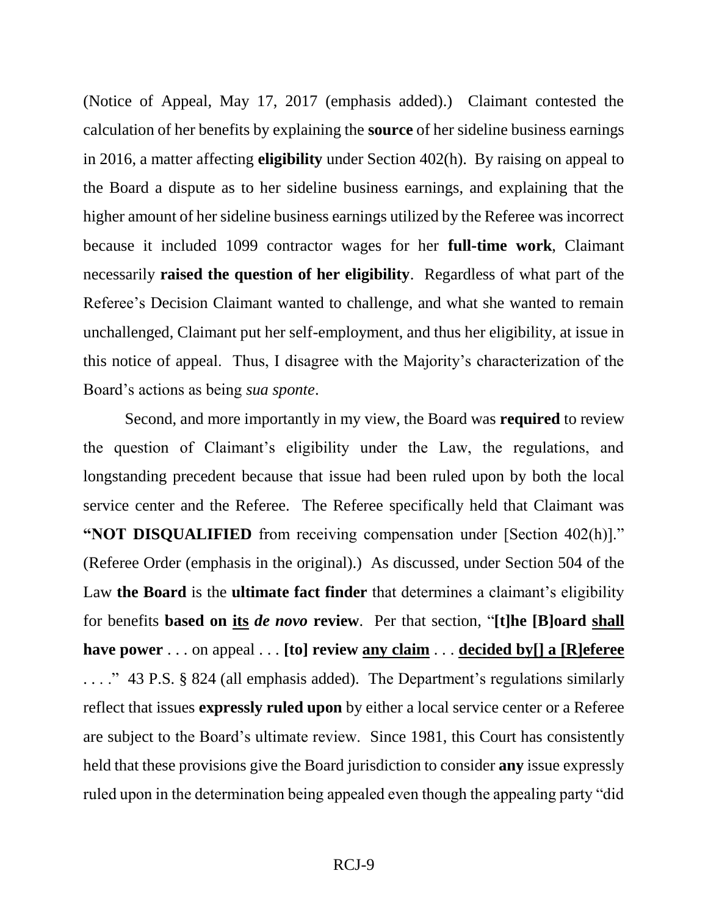(Notice of Appeal, May 17, 2017 (emphasis added).) Claimant contested the calculation of her benefits by explaining the **source** of her sideline business earnings in 2016, a matter affecting **eligibility** under Section 402(h). By raising on appeal to the Board a dispute as to her sideline business earnings, and explaining that the higher amount of her sideline business earnings utilized by the Referee was incorrect because it included 1099 contractor wages for her **full-time work**, Claimant necessarily **raised the question of her eligibility**. Regardless of what part of the Referee's Decision Claimant wanted to challenge, and what she wanted to remain unchallenged, Claimant put her self-employment, and thus her eligibility, at issue in this notice of appeal. Thus, I disagree with the Majority's characterization of the Board's actions as being *sua sponte*.

Second, and more importantly in my view, the Board was **required** to review the question of Claimant's eligibility under the Law, the regulations, and longstanding precedent because that issue had been ruled upon by both the local service center and the Referee. The Referee specifically held that Claimant was **"NOT DISQUALIFIED** from receiving compensation under [Section 402(h)]." (Referee Order (emphasis in the original).) As discussed, under Section 504 of the Law **the Board** is the **ultimate fact finder** that determines a claimant's eligibility for benefits **based on <u>its</u> *de novo* review**. Per that section, "**[t]he [B]oard <u>shall</u> have power** . . . on appeal . . . **[to] review <u>any claim</u>** . . . **<u>decided by[] a [R]eferee</u>** . . . ." 43 P.S. § 824 (all emphasis added). The Department's regulations similarly reflect that issues **expressly ruled upon** by either a local service center or a Referee are subject to the Board's ultimate review. Since 1981, this Court has consistently held that these provisions give the Board jurisdiction to consider **any** issue expressly ruled upon in the determination being appealed even though the appealing party "did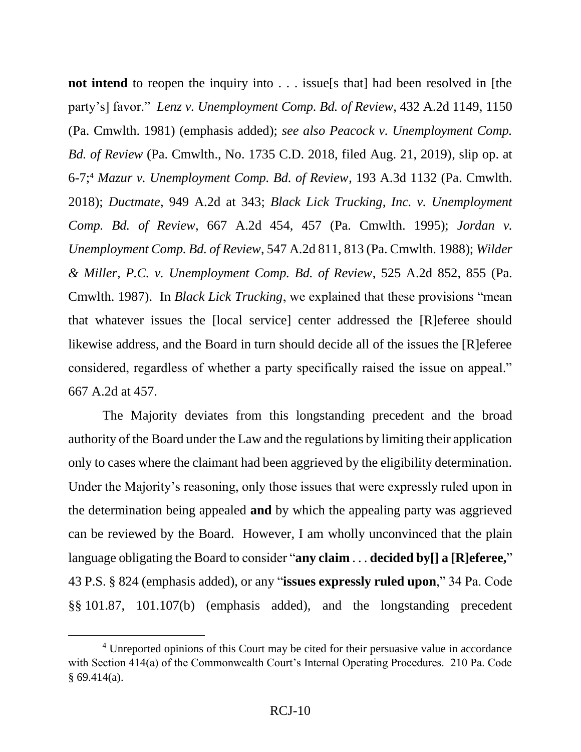**not intend** to reopen the inquiry into . . . issue[s that] had been resolved in [the party's] favor." *Lenz v. Unemployment Comp. Bd. of Review*, 432 A.2d 1149, 1150 (Pa. Cmwlth. 1981) (emphasis added); *see also Peacock v. Unemployment Comp. Bd. of Review* (Pa. Cmwlth., No. 1735 C.D. 2018, filed Aug. 21, 2019), slip op. at 6-7;[4] *Mazur v. Unemployment Comp. Bd. of Review*, 193 A.3d 1132 (Pa. Cmwlth. 2018); *Ductmate*, 949 A.2d at 343; *Black Lick Trucking, Inc. v. Unemployment Comp. Bd. of Review*, 667 A.2d 454, 457 (Pa. Cmwlth. 1995); *Jordan v. Unemployment Comp. Bd. of Review*, 547 A.2d 811, 813 (Pa. Cmwlth. 1988); *Wilder & Miller, P.C. v. Unemployment Comp. Bd. of Review*, 525 A.2d 852, 855 (Pa. Cmwlth. 1987). In *Black Lick Trucking*, we explained that these provisions "mean that whatever issues the [local service] center addressed the [R]eferee should likewise address, and the Board in turn should decide all of the issues the [R]eferee considered, regardless of whether a party specifically raised the issue on appeal." 667 A.2d at 457.

The Majority deviates from this longstanding precedent and the broad authority of the Board under the Law and the regulations by limiting their application only to cases where the claimant had been aggrieved by the eligibility determination. Under the Majority's reasoning, only those issues that were expressly ruled upon in the determination being appealed **and** by which the appealing party was aggrieved can be reviewed by the Board. However, I am wholly unconvinced that the plain language obligating the Board to consider "**any claim** . . . **decided by[] a [R]eferee,**" 43 P.S. § 824 (emphasis added), or any "**issues expressly ruled upon**," 34 Pa. Code §§ 101.87, 101.107(b) (emphasis added), and the longstanding precedent

---

[4] Unreported opinions of this Court may be cited for their persuasive value in accordance with Section 414(a) of the Commonwealth Court's Internal Operating Procedures. 210 Pa. Code § 69.414(a).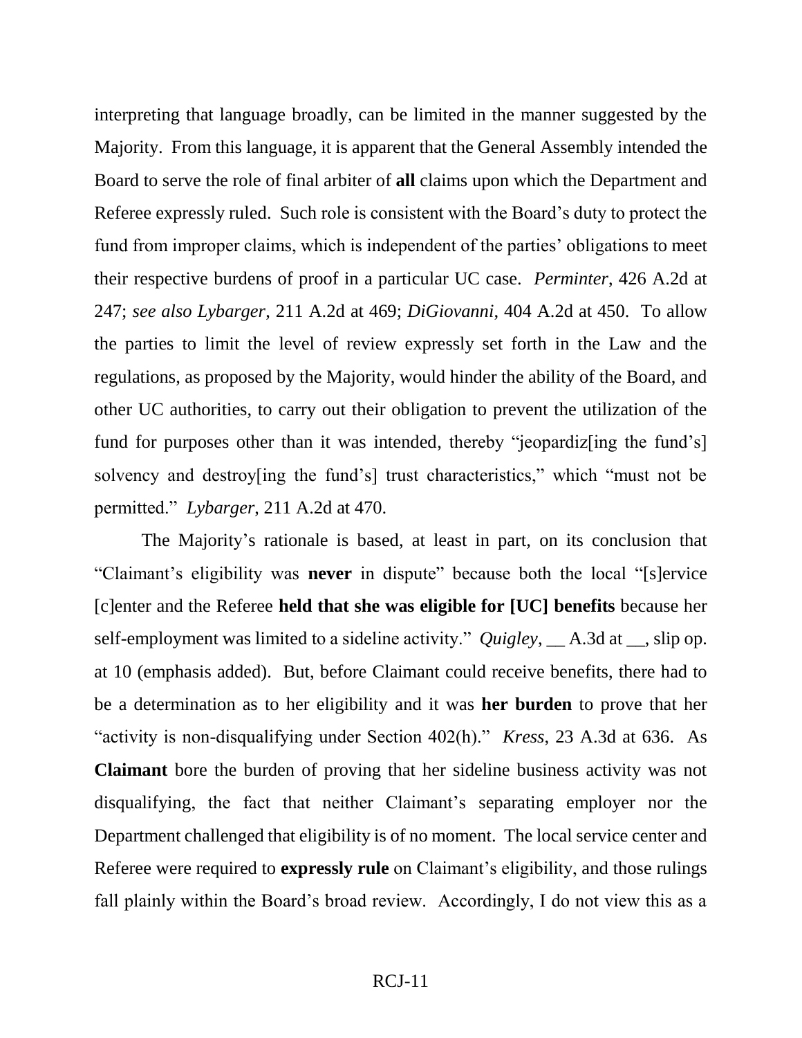interpreting that language broadly, can be limited in the manner suggested by the Majority. From this language, it is apparent that the General Assembly intended the Board to serve the role of final arbiter of **all** claims upon which the Department and Referee expressly ruled. Such role is consistent with the Board's duty to protect the fund from improper claims, which is independent of the parties' obligations to meet their respective burdens of proof in a particular UC case. *Perminter*, 426 A.2d at 247; *see also Lybarger*, 211 A.2d at 469; *DiGiovanni*, 404 A.2d at 450. To allow the parties to limit the level of review expressly set forth in the Law and the regulations, as proposed by the Majority, would hinder the ability of the Board, and other UC authorities, to carry out their obligation to prevent the utilization of the fund for purposes other than it was intended, thereby "jeopardiz[ing the fund's] solvency and destroy[ing the fund's] trust characteristics," which "must not be permitted." *Lybarger*, 211 A.2d at 470.

The Majority's rationale is based, at least in part, on its conclusion that "Claimant's eligibility was **never** in dispute" because both the local "[s]ervice [c]enter and the Referee **held that she was eligible for [UC] benefits** because her self-employment was limited to a sideline activity." *Quigley*, __ A.3d at __, slip op. at 10 (emphasis added). But, before Claimant could receive benefits, there had to be a determination as to her eligibility and it was **her burden** to prove that her "activity is non-disqualifying under Section 402(h)." *Kress*, 23 A.3d at 636. As **Claimant** bore the burden of proving that her sideline business activity was not disqualifying, the fact that neither Claimant's separating employer nor the Department challenged that eligibility is of no moment. The local service center and Referee were required to **expressly rule** on Claimant's eligibility, and those rulings fall plainly within the Board's broad review. Accordingly, I do not view this as a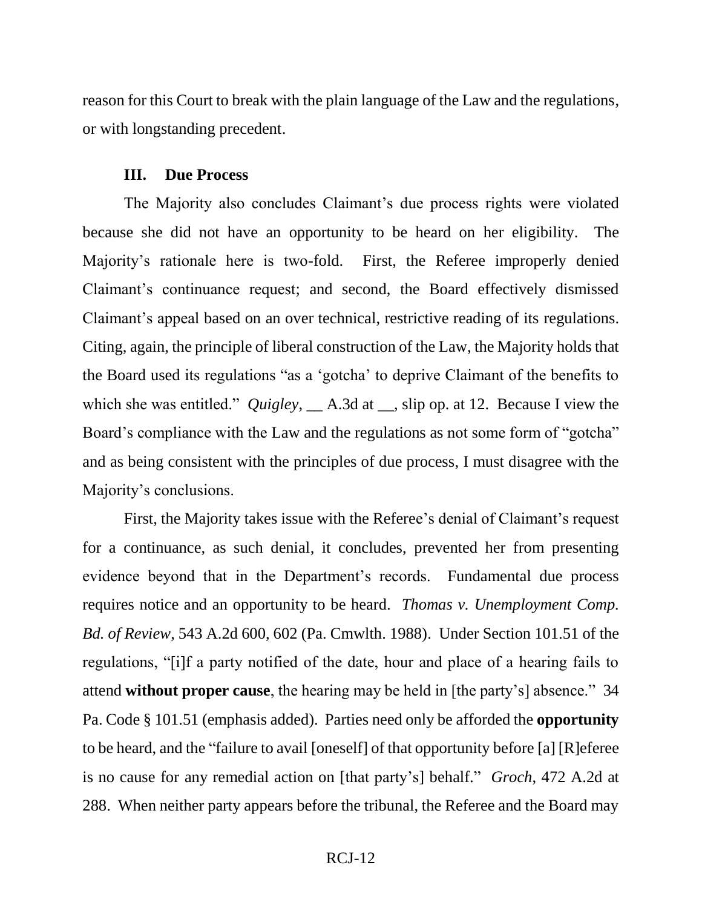reason for this Court to break with the plain language of the Law and the regulations, or with longstanding precedent.

### III. Due Process

The Majority also concludes Claimant's due process rights were violated because she did not have an opportunity to be heard on her eligibility. The Majority's rationale here is two-fold. First, the Referee improperly denied Claimant's continuance request; and second, the Board effectively dismissed Claimant's appeal based on an over technical, restrictive reading of its regulations. Citing, again, the principle of liberal construction of the Law, the Majority holds that the Board used its regulations "as a 'gotcha' to deprive Claimant of the benefits to which she was entitled." *Quigley*, __ A.3d at __, slip op. at 12. Because I view the Board's compliance with the Law and the regulations as not some form of "gotcha" and as being consistent with the principles of due process, I must disagree with the Majority's conclusions.

First, the Majority takes issue with the Referee's denial of Claimant's request for a continuance, as such denial, it concludes, prevented her from presenting evidence beyond that in the Department's records. Fundamental due process requires notice and an opportunity to be heard. *Thomas v. Unemployment Comp. Bd. of Review*, 543 A.2d 600, 602 (Pa. Cmwlth. 1988). Under Section 101.51 of the regulations, "[i]f a party notified of the date, hour and place of a hearing fails to attend **without proper cause**, the hearing may be held in [the party's] absence." 34 Pa. Code § 101.51 (emphasis added). Parties need only be afforded the **opportunity** to be heard, and the "failure to avail [oneself] of that opportunity before [a] [R]eferee is no cause for any remedial action on [that party's] behalf." *Groch*, 472 A.2d at 288. When neither party appears before the tribunal, the Referee and the Board may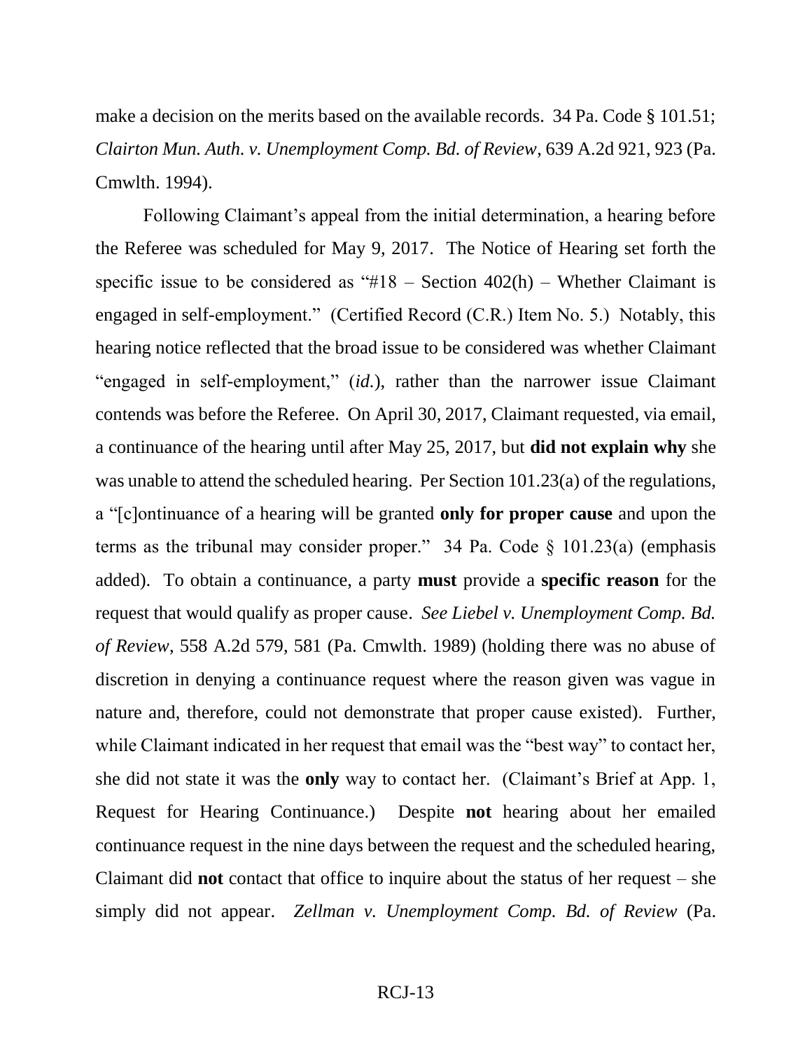make a decision on the merits based on the available records. 34 Pa. Code § 101.51; *Clairton Mun. Auth. v. Unemployment Comp. Bd. of Review*, 639 A.2d 921, 923 (Pa. Cmwlth. 1994).

Following Claimant's appeal from the initial determination, a hearing before the Referee was scheduled for May 9, 2017. The Notice of Hearing set forth the specific issue to be considered as "#18 – Section 402(h) – Whether Claimant is engaged in self-employment." (Certified Record (C.R.) Item No. 5.) Notably, this hearing notice reflected that the broad issue to be considered was whether Claimant "engaged in self-employment," (*id.*), rather than the narrower issue Claimant contends was before the Referee. On April 30, 2017, Claimant requested, via email, a continuance of the hearing until after May 25, 2017, but **did not explain why** she was unable to attend the scheduled hearing. Per Section 101.23(a) of the regulations, a "[c]ontinuance of a hearing will be granted **only for proper cause** and upon the terms as the tribunal may consider proper." 34 Pa. Code § 101.23(a) (emphasis added). To obtain a continuance, a party **must** provide a **specific reason** for the request that would qualify as proper cause. *See Liebel v. Unemployment Comp. Bd. of Review*, 558 A.2d 579, 581 (Pa. Cmwlth. 1989) (holding there was no abuse of discretion in denying a continuance request where the reason given was vague in nature and, therefore, could not demonstrate that proper cause existed). Further, while Claimant indicated in her request that email was the "best way" to contact her, she did not state it was the **only** way to contact her. (Claimant's Brief at App. 1, Request for Hearing Continuance.) Despite **not** hearing about her emailed continuance request in the nine days between the request and the scheduled hearing, Claimant did **not** contact that office to inquire about the status of her request – she simply did not appear. *Zellman v. Unemployment Comp. Bd. of Review* (Pa.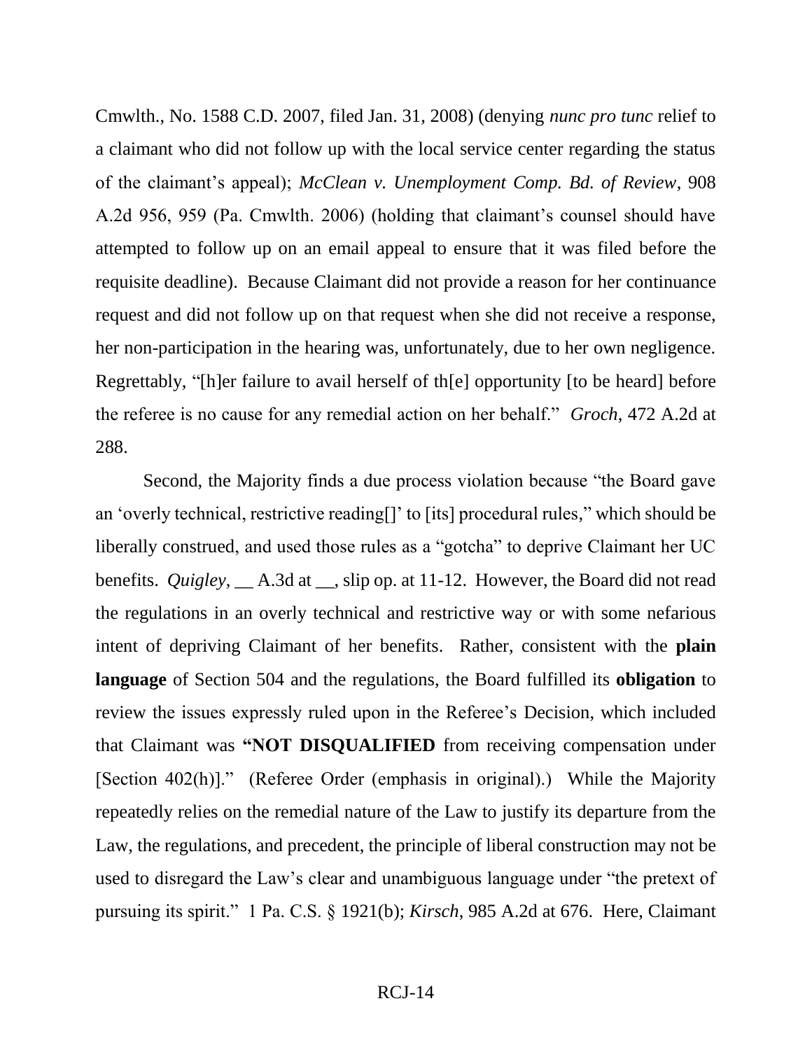Cmwlth., No. 1588 C.D. 2007, filed Jan. 31, 2008) (denying *nunc pro tunc* relief to a claimant who did not follow up with the local service center regarding the status of the claimant's appeal); *McClean v. Unemployment Comp. Bd. of Review*, 908 A.2d 956, 959 (Pa. Cmwlth. 2006) (holding that claimant's counsel should have attempted to follow up on an email appeal to ensure that it was filed before the requisite deadline). Because Claimant did not provide a reason for her continuance request and did not follow up on that request when she did not receive a response, her non-participation in the hearing was, unfortunately, due to her own negligence. Regrettably, "[h]er failure to avail herself of th[e] opportunity [to be heard] before the referee is no cause for any remedial action on her behalf." *Groch*, 472 A.2d at 288.

Second, the Majority finds a due process violation because "the Board gave an 'overly technical, restrictive reading[]' to [its] procedural rules," which should be liberally construed, and used those rules as a "gotcha" to deprive Claimant her UC benefits. *Quigley*, __ A.3d at __, slip op. at 11-12. However, the Board did not read the regulations in an overly technical and restrictive way or with some nefarious intent of depriving Claimant of her benefits. Rather, consistent with the **plain language** of Section 504 and the regulations, the Board fulfilled its **obligation** to review the issues expressly ruled upon in the Referee's Decision, which included that Claimant was **"NOT DISQUALIFIED** from receiving compensation under [Section 402(h)]." (Referee Order (emphasis in original).) While the Majority repeatedly relies on the remedial nature of the Law to justify its departure from the Law, the regulations, and precedent, the principle of liberal construction may not be used to disregard the Law's clear and unambiguous language under "the pretext of pursuing its spirit." 1 Pa. C.S. § 1921(b); *Kirsch*, 985 A.2d at 676. Here, Claimant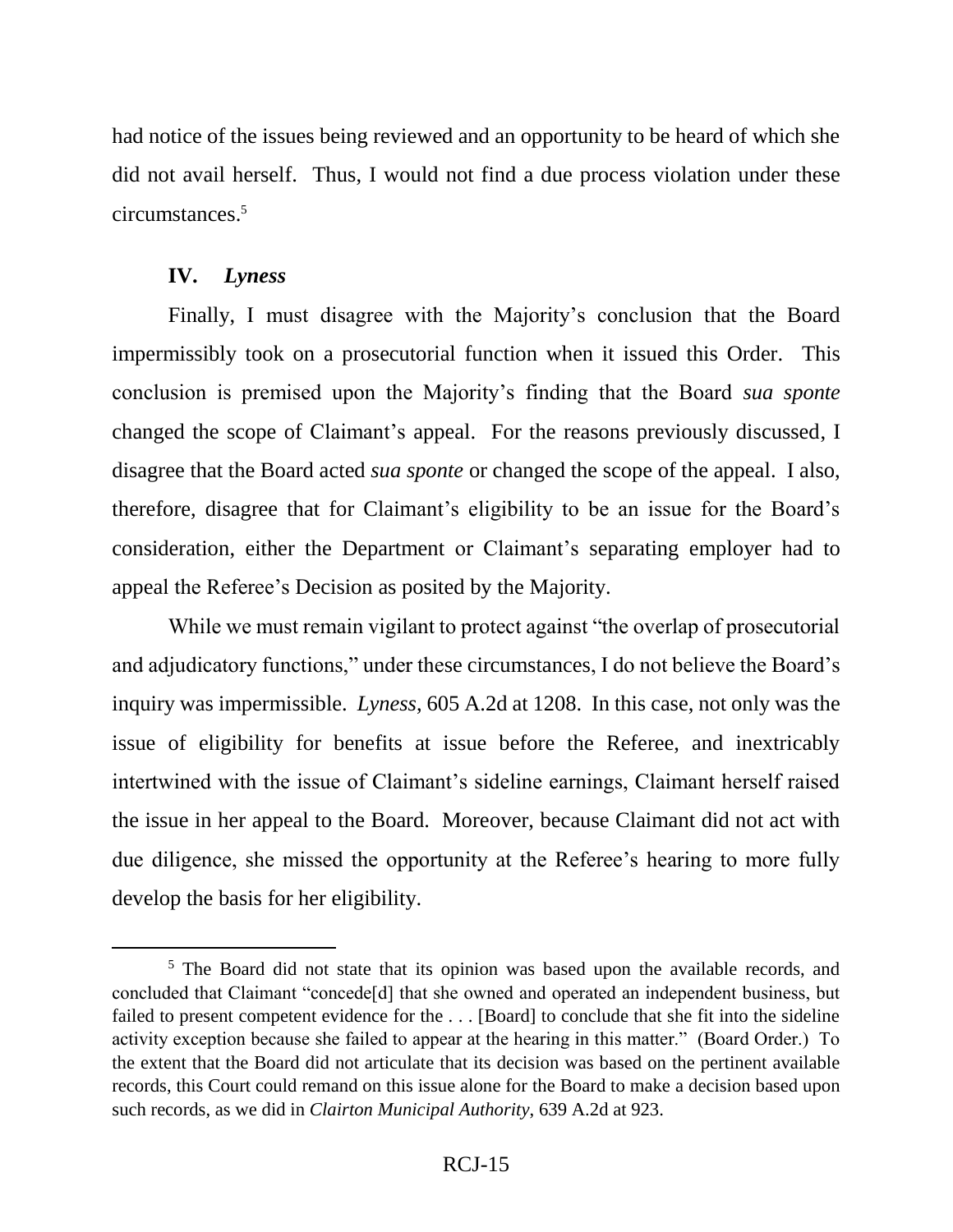had notice of the issues being reviewed and an opportunity to be heard of which she did not avail herself. Thus, I would not find a due process violation under these circumstances.[5]

## IV. *Lyness*

Finally, I must disagree with the Majority's conclusion that the Board impermissibly took on a prosecutorial function when it issued this Order. This conclusion is premised upon the Majority's finding that the Board *sua sponte* changed the scope of Claimant's appeal. For the reasons previously discussed, I disagree that the Board acted *sua sponte* or changed the scope of the appeal. I also, therefore, disagree that for Claimant's eligibility to be an issue for the Board's consideration, either the Department or Claimant's separating employer had to appeal the Referee's Decision as posited by the Majority.

While we must remain vigilant to protect against "the overlap of prosecutorial and adjudicatory functions," under these circumstances, I do not believe the Board's inquiry was impermissible. *Lyness*, 605 A.2d at 1208. In this case, not only was the issue of eligibility for benefits at issue before the Referee, and inextricably intertwined with the issue of Claimant's sideline earnings, Claimant herself raised the issue in her appeal to the Board. Moreover, because Claimant did not act with due diligence, she missed the opportunity at the Referee's hearing to more fully develop the basis for her eligibility.

---

[5] The Board did not state that its opinion was based upon the available records, and concluded that Claimant "concede[d] that she owned and operated an independent business, but failed to present competent evidence for the . . . [Board] to conclude that she fit into the sideline activity exception because she failed to appear at the hearing in this matter." (Board Order.) To the extent that the Board did not articulate that its decision was based on the pertinent available records, this Court could remand on this issue alone for the Board to make a decision based upon such records, as we did in *Clairton Municipal Authority*, 639 A.2d at 923.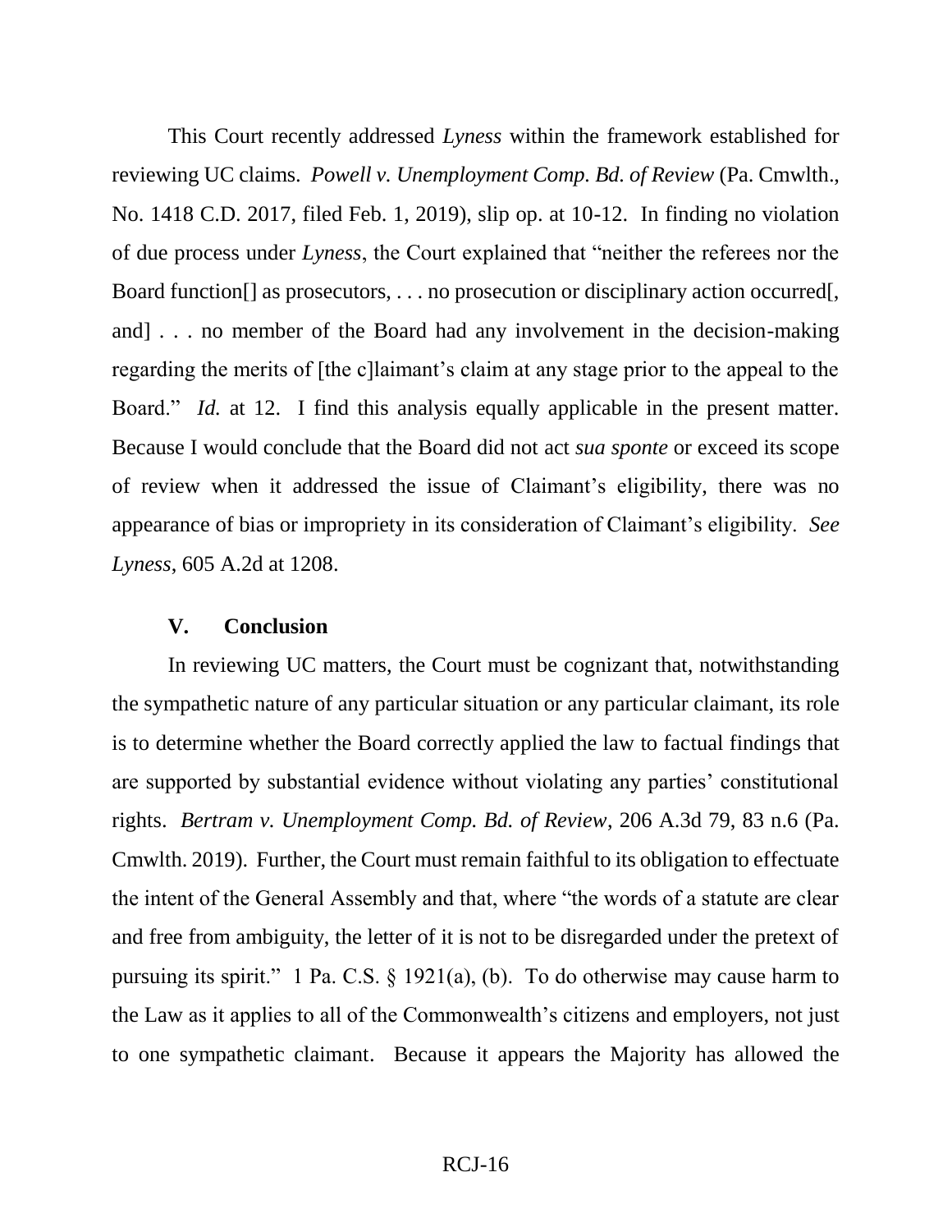This Court recently addressed *Lyness* within the framework established for reviewing UC claims. *Powell v. Unemployment Comp. Bd. of Review* (Pa. Cmwlth., No. 1418 C.D. 2017, filed Feb. 1, 2019), slip op. at 10-12. In finding no violation of due process under *Lyness*, the Court explained that "neither the referees nor the Board function[] as prosecutors, . . . no prosecution or disciplinary action occurred[, and] . . . no member of the Board had any involvement in the decision-making regarding the merits of [the c]laimant's claim at any stage prior to the appeal to the Board." *Id.* at 12. I find this analysis equally applicable in the present matter. Because I would conclude that the Board did not act *sua sponte* or exceed its scope of review when it addressed the issue of Claimant's eligibility, there was no appearance of bias or impropriety in its consideration of Claimant's eligibility. *See Lyness*, 605 A.2d at 1208.

## V. Conclusion

In reviewing UC matters, the Court must be cognizant that, notwithstanding the sympathetic nature of any particular situation or any particular claimant, its role is to determine whether the Board correctly applied the law to factual findings that are supported by substantial evidence without violating any parties' constitutional rights. *Bertram v. Unemployment Comp. Bd. of Review*, 206 A.3d 79, 83 n.6 (Pa. Cmwlth. 2019). Further, the Court must remain faithful to its obligation to effectuate the intent of the General Assembly and that, where "the words of a statute are clear and free from ambiguity, the letter of it is not to be disregarded under the pretext of pursuing its spirit." 1 Pa. C.S. § 1921(a), (b). To do otherwise may cause harm to the Law as it applies to all of the Commonwealth's citizens and employers, not just to one sympathetic claimant. Because it appears the Majority has allowed the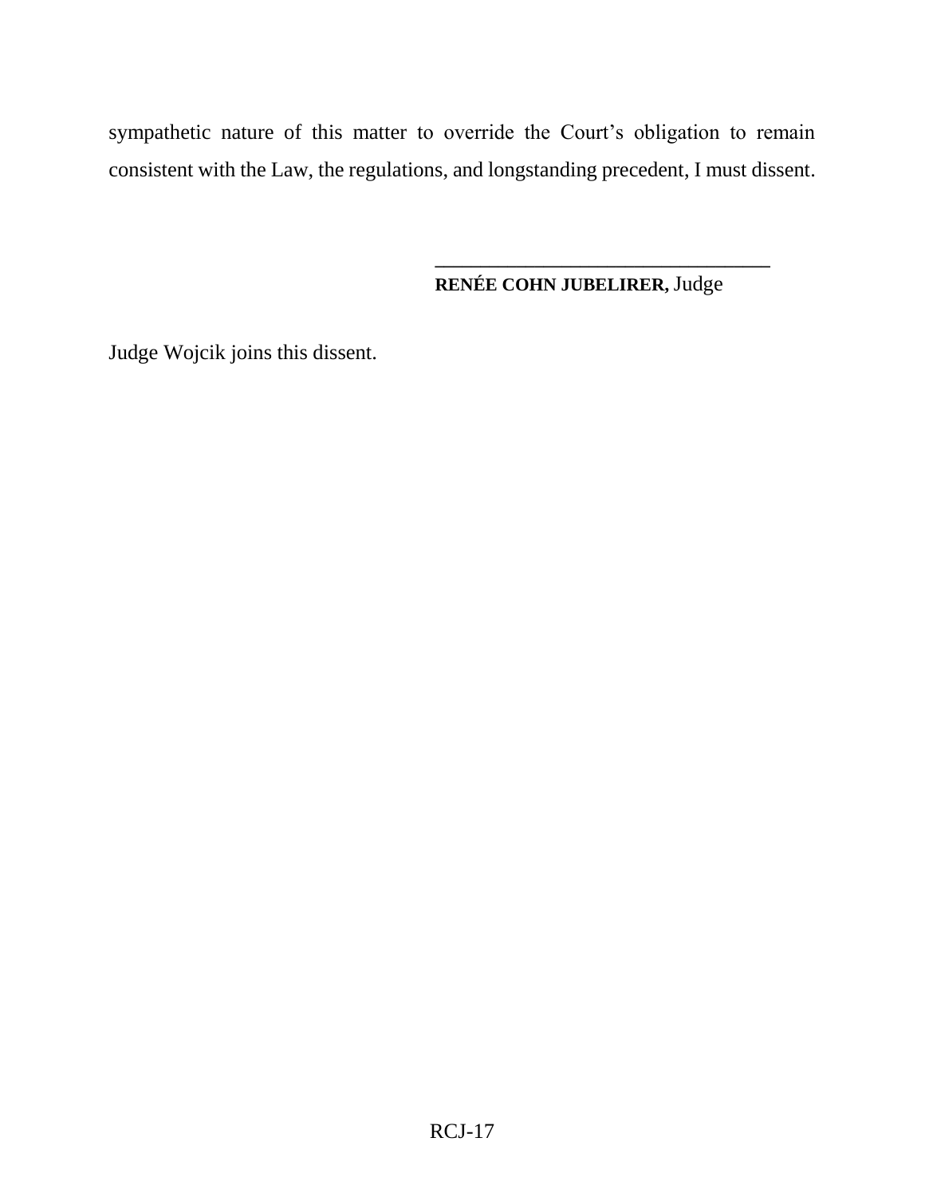sympathetic nature of this matter to override the Court's obligation to remain consistent with the Law, the regulations, and longstanding precedent, I must dissent.

\_\_\_\_\_\_\_\_\_\_\_\_\_\_\_\_\_\_\_\_\_\_\_\_\_\_\_\_\_\_\_\_\_\_

**RENÉE COHN JUBELIRER,** Judge

Judge Wojcik joins this dissent.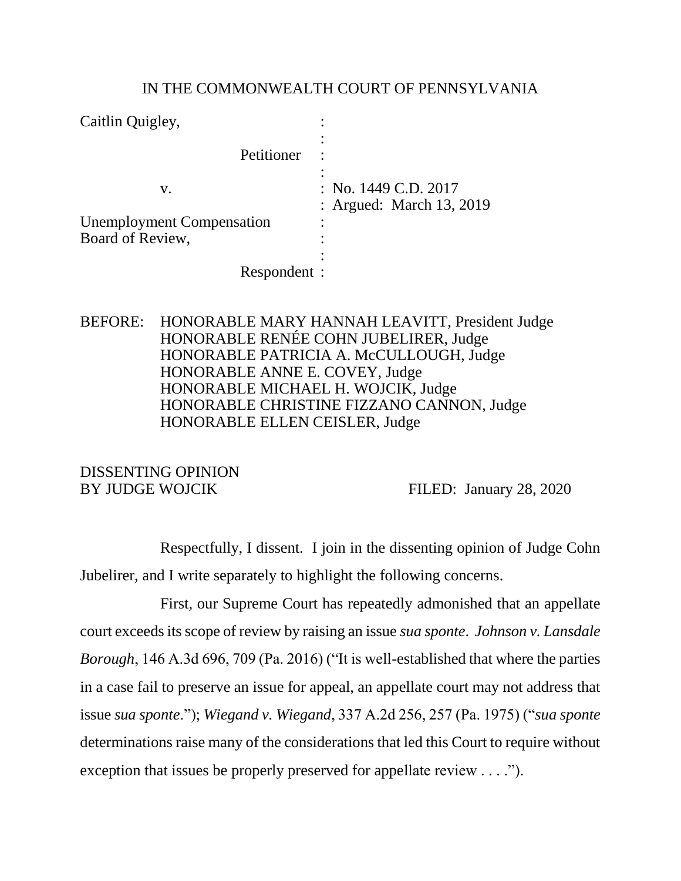IN THE COMMONWEALTH COURT OF PENNSYLVANIA

| | | |
|---|---|---|
| Caitlin Quigley, | : | |
| Petitioner | : | |
| v. | : | No. 1449 C.D. 2017 |
| | : | Argued: March 13, 2019 |
| Unemployment Compensation Board of Review, | : | |
| Respondent | : | |

BEFORE: HONORABLE MARY HANNAH LEAVITT, President Judge
HONORABLE RENÉE COHN JUBELIRER, Judge
HONORABLE PATRICIA A. McCULLOUGH, Judge
HONORABLE ANNE E. COVEY, Judge
HONORABLE MICHAEL H. WOJCIK, Judge
HONORABLE CHRISTINE FIZZANO CANNON, Judge
HONORABLE ELLEN CEISLER, Judge

DISSENTING OPINION
BY JUDGE WOJCIK FILED: January 28, 2020

Respectfully, I dissent. I join in the dissenting opinion of Judge Cohn Jubelirer, and I write separately to highlight the following concerns.

First, our Supreme Court has repeatedly admonished that an appellate court exceeds its scope of review by raising an issue *sua sponte*. *Johnson v. Lansdale Borough*, 146 A.3d 696, 709 (Pa. 2016) ("It is well-established that where the parties in a case fail to preserve an issue for appeal, an appellate court may not address that issue *sua sponte*."); *Wiegand v. Wiegand*, 337 A.2d 256, 257 (Pa. 1975) ("*sua sponte* determinations raise many of the considerations that led this Court to require without exception that issues be properly preserved for appellate review . . . .").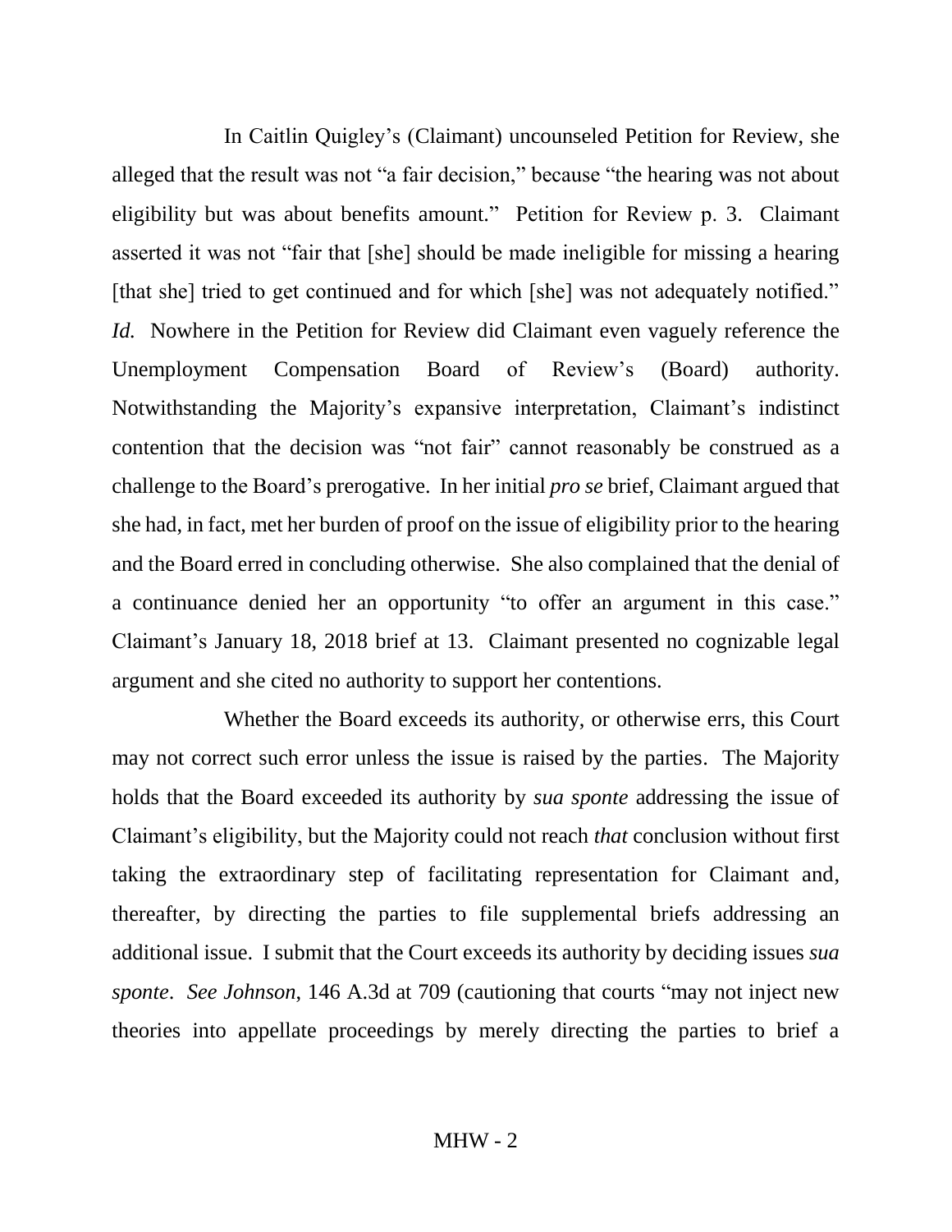In Caitlin Quigley's (Claimant) uncounseled Petition for Review, she alleged that the result was not "a fair decision," because "the hearing was not about eligibility but was about benefits amount." Petition for Review p. 3. Claimant asserted it was not "fair that [she] should be made ineligible for missing a hearing [that she] tried to get continued and for which [she] was not adequately notified." *Id.* Nowhere in the Petition for Review did Claimant even vaguely reference the Unemployment Compensation Board of Review's (Board) authority. Notwithstanding the Majority's expansive interpretation, Claimant's indistinct contention that the decision was "not fair" cannot reasonably be construed as a challenge to the Board's prerogative. In her initial *pro se* brief, Claimant argued that she had, in fact, met her burden of proof on the issue of eligibility prior to the hearing and the Board erred in concluding otherwise. She also complained that the denial of a continuance denied her an opportunity "to offer an argument in this case." Claimant's January 18, 2018 brief at 13. Claimant presented no cognizable legal argument and she cited no authority to support her contentions.

Whether the Board exceeds its authority, or otherwise errs, this Court may not correct such error unless the issue is raised by the parties. The Majority holds that the Board exceeded its authority by *sua sponte* addressing the issue of Claimant's eligibility, but the Majority could not reach *that* conclusion without first taking the extraordinary step of facilitating representation for Claimant and, thereafter, by directing the parties to file supplemental briefs addressing an additional issue. I submit that the Court exceeds its authority by deciding issues *sua sponte*. *See Johnson*, 146 A.3d at 709 (cautioning that courts "may not inject new theories into appellate proceedings by merely directing the parties to brief a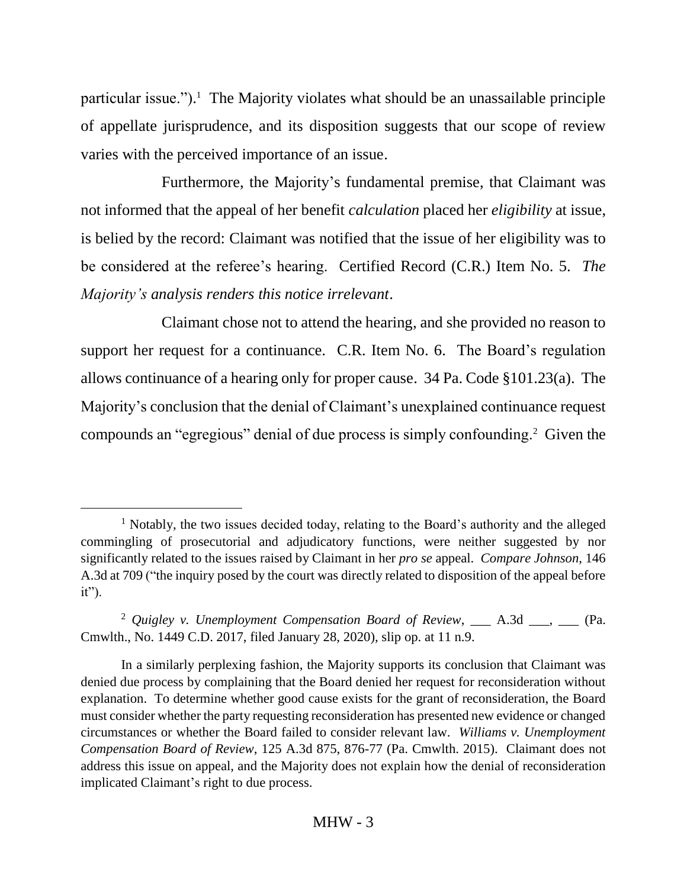particular issue.").[1] The Majority violates what should be an unassailable principle of appellate jurisprudence, and its disposition suggests that our scope of review varies with the perceived importance of an issue.

Furthermore, the Majority's fundamental premise, that Claimant was not informed that the appeal of her benefit *calculation* placed her *eligibility* at issue, is belied by the record: Claimant was notified that the issue of her eligibility was to be considered at the referee's hearing. Certified Record (C.R.) Item No. 5. *The Majority's analysis renders this notice irrelevant*.

Claimant chose not to attend the hearing, and she provided no reason to support her request for a continuance. C.R. Item No. 6. The Board's regulation allows continuance of a hearing only for proper cause. 34 Pa. Code §101.23(a). The Majority's conclusion that the denial of Claimant's unexplained continuance request compounds an "egregious" denial of due process is simply confounding.[2] Given the

---

[1] Notably, the two issues decided today, relating to the Board's authority and the alleged commingling of prosecutorial and adjudicatory functions, were neither suggested by nor significantly related to the issues raised by Claimant in her *pro se* appeal. *Compare Johnson*, 146 A.3d at 709 ("the inquiry posed by the court was directly related to disposition of the appeal before it").

[2] *Quigley v. Unemployment Compensation Board of Review*, ___ A.3d ___, ___ (Pa. Cmwlth., No. 1449 C.D. 2017, filed January 28, 2020), slip op. at 11 n.9.

In a similarly perplexing fashion, the Majority supports its conclusion that Claimant was denied due process by complaining that the Board denied her request for reconsideration without explanation. To determine whether good cause exists for the grant of reconsideration, the Board must consider whether the party requesting reconsideration has presented new evidence or changed circumstances or whether the Board failed to consider relevant law. *Williams v. Unemployment Compensation Board of Review*, 125 A.3d 875, 876-77 (Pa. Cmwlth. 2015). Claimant does not address this issue on appeal, and the Majority does not explain how the denial of reconsideration implicated Claimant's right to due process.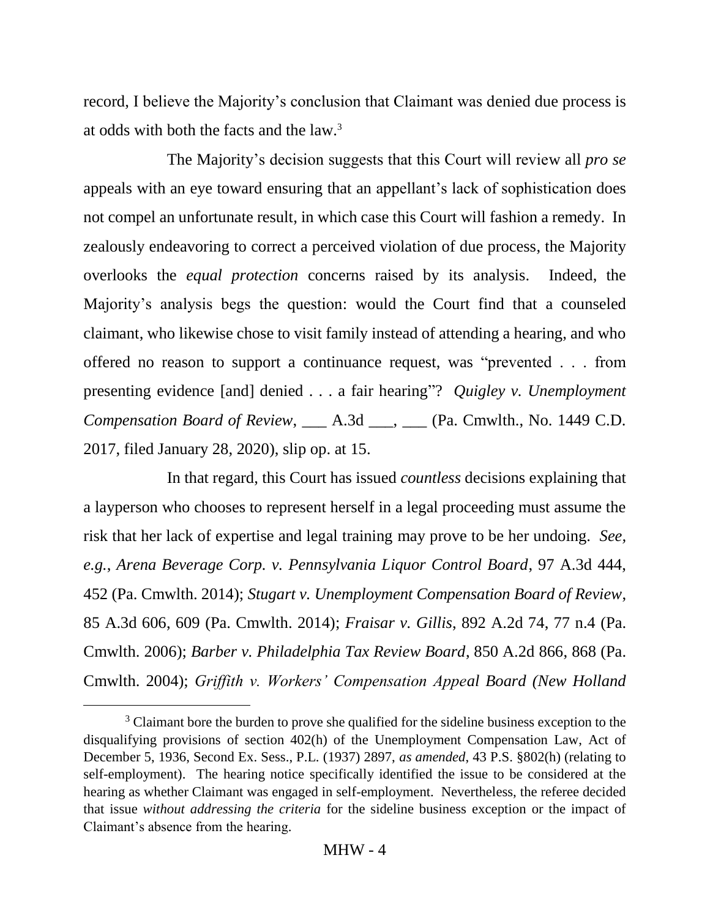record, I believe the Majority's conclusion that Claimant was denied due process is at odds with both the facts and the law.[3]

The Majority's decision suggests that this Court will review all *pro se* appeals with an eye toward ensuring that an appellant's lack of sophistication does not compel an unfortunate result, in which case this Court will fashion a remedy. In zealously endeavoring to correct a perceived violation of due process, the Majority overlooks the *equal protection* concerns raised by its analysis. Indeed, the Majority's analysis begs the question: would the Court find that a counseled claimant, who likewise chose to visit family instead of attending a hearing, and who offered no reason to support a continuance request, was "prevented . . . from presenting evidence [and] denied . . . a fair hearing"? *Quigley v. Unemployment Compensation Board of Review*, ___ A.3d ___, ___ (Pa. Cmwlth., No. 1449 C.D. 2017, filed January 28, 2020), slip op. at 15.

In that regard, this Court has issued *countless* decisions explaining that a layperson who chooses to represent herself in a legal proceeding must assume the risk that her lack of expertise and legal training may prove to be her undoing. *See, e.g.*, *Arena Beverage Corp. v. Pennsylvania Liquor Control Board*, 97 A.3d 444, 452 (Pa. Cmwlth. 2014); *Stugart v. Unemployment Compensation Board of Review*, 85 A.3d 606, 609 (Pa. Cmwlth. 2014); *Fraisar v. Gillis*, 892 A.2d 74, 77 n.4 (Pa. Cmwlth. 2006); *Barber v. Philadelphia Tax Review Board*, 850 A.2d 866, 868 (Pa. Cmwlth. 2004); *Griffith v. Workers' Compensation Appeal Board (New Holland*

[3] Claimant bore the burden to prove she qualified for the sideline business exception to the disqualifying provisions of section 402(h) of the Unemployment Compensation Law, Act of December 5, 1936, Second Ex. Sess., P.L. (1937) 2897, *as amended*, 43 P.S. §802(h) (relating to self-employment). The hearing notice specifically identified the issue to be considered at the hearing as whether Claimant was engaged in self-employment. Nevertheless, the referee decided that issue *without addressing the criteria* for the sideline business exception or the impact of Claimant's absence from the hearing.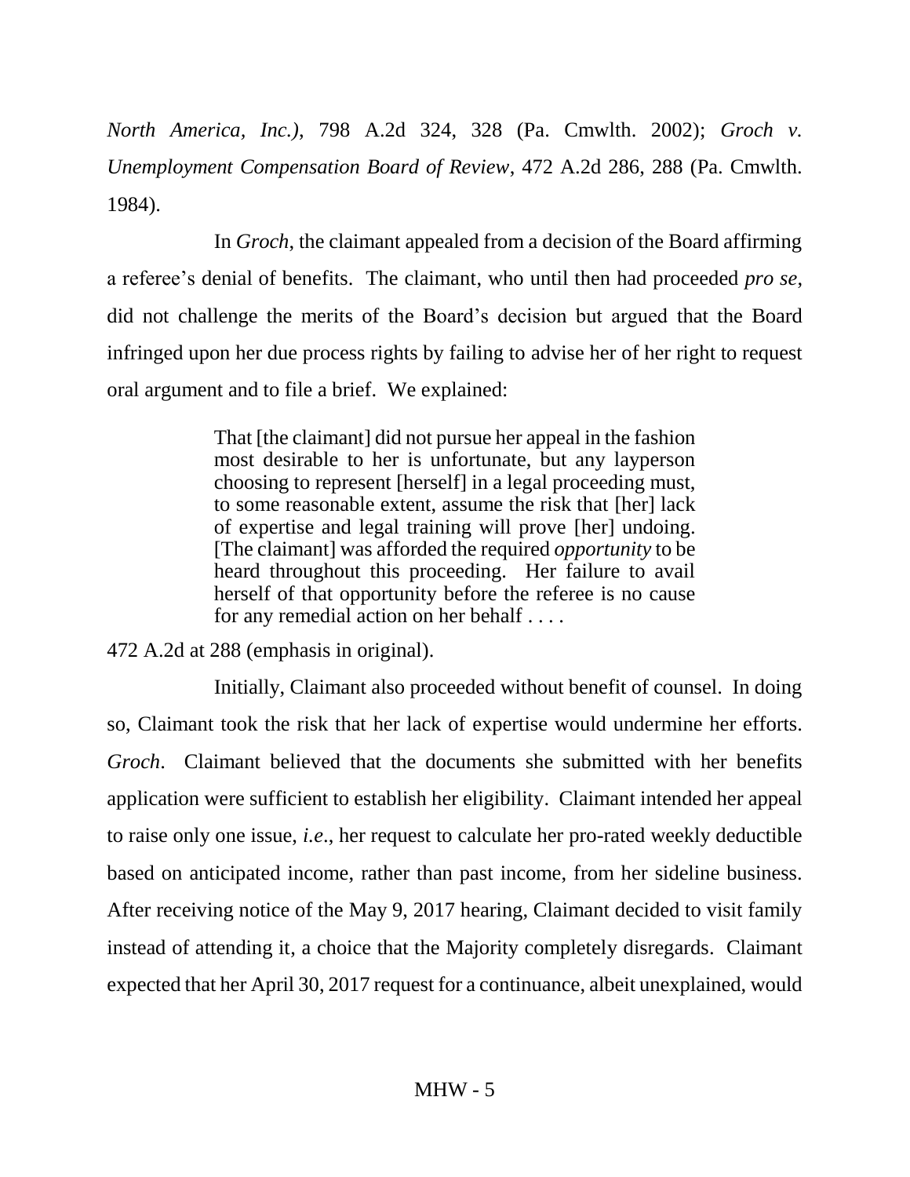*North America, Inc.)*, 798 A.2d 324, 328 (Pa. Cmwlth. 2002); *Groch v. Unemployment Compensation Board of Review*, 472 A.2d 286, 288 (Pa. Cmwlth. 1984).

In *Groch*, the claimant appealed from a decision of the Board affirming a referee's denial of benefits. The claimant, who until then had proceeded *pro se*, did not challenge the merits of the Board's decision but argued that the Board infringed upon her due process rights by failing to advise her of her right to request oral argument and to file a brief. We explained:

> That [the claimant] did not pursue her appeal in the fashion most desirable to her is unfortunate, but any layperson choosing to represent [herself] in a legal proceeding must, to some reasonable extent, assume the risk that [her] lack of expertise and legal training will prove [her] undoing. [The claimant] was afforded the required *opportunity* to be heard throughout this proceeding. Her failure to avail herself of that opportunity before the referee is no cause for any remedial action on her behalf . . . .

472 A.2d at 288 (emphasis in original).

Initially, Claimant also proceeded without benefit of counsel. In doing so, Claimant took the risk that her lack of expertise would undermine her efforts. *Groch*. Claimant believed that the documents she submitted with her benefits application were sufficient to establish her eligibility. Claimant intended her appeal to raise only one issue, *i.e.*, her request to calculate her pro-rated weekly deductible based on anticipated income, rather than past income, from her sideline business. After receiving notice of the May 9, 2017 hearing, Claimant decided to visit family instead of attending it, a choice that the Majority completely disregards. Claimant expected that her April 30, 2017 request for a continuance, albeit unexplained, would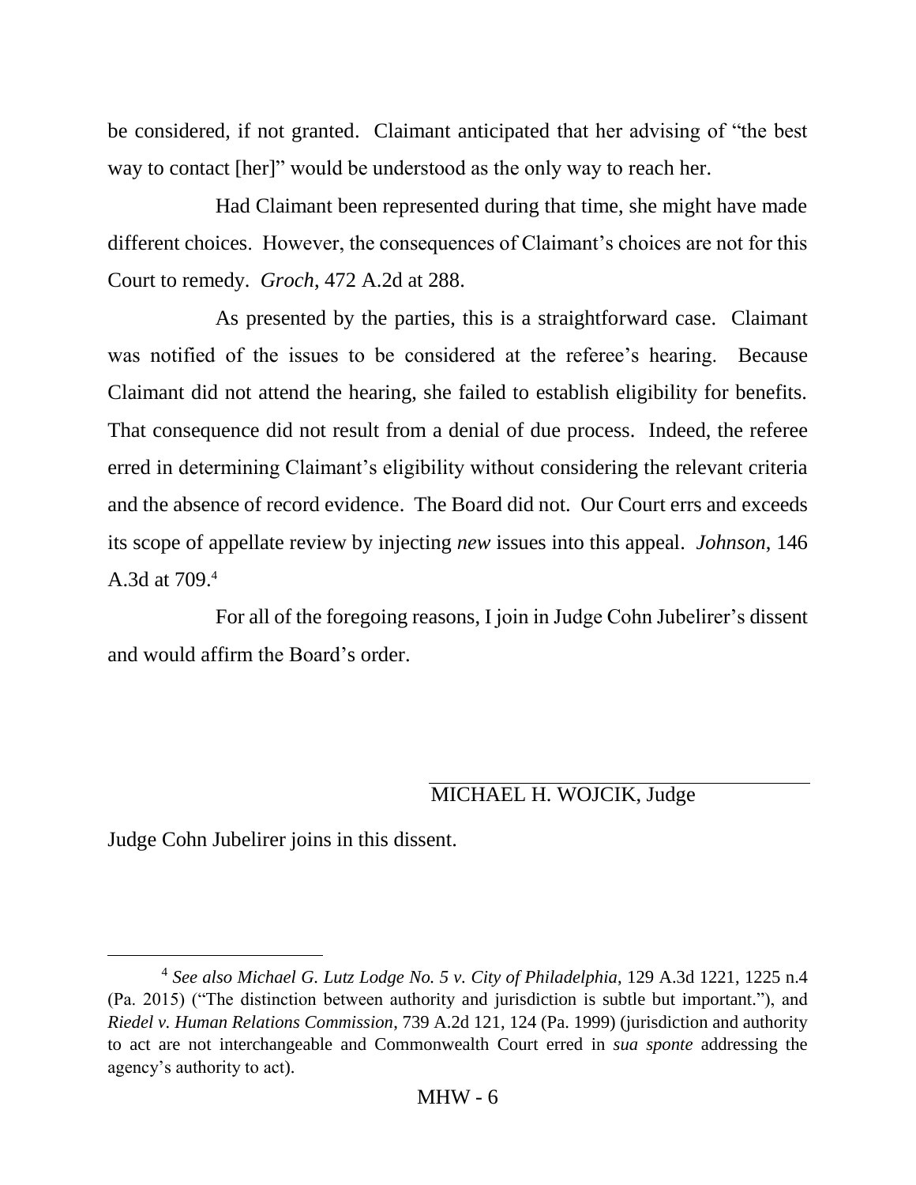be considered, if not granted. Claimant anticipated that her advising of "the best way to contact [her]" would be understood as the only way to reach her.

Had Claimant been represented during that time, she might have made different choices. However, the consequences of Claimant's choices are not for this Court to remedy. *Groch*, 472 A.2d at 288.

As presented by the parties, this is a straightforward case. Claimant was notified of the issues to be considered at the referee's hearing. Because Claimant did not attend the hearing, she failed to establish eligibility for benefits. That consequence did not result from a denial of due process. Indeed, the referee erred in determining Claimant's eligibility without considering the relevant criteria and the absence of record evidence. The Board did not. Our Court errs and exceeds its scope of appellate review by injecting *new* issues into this appeal. *Johnson*, 146 A.3d at 709.[4]

For all of the foregoing reasons, I join in Judge Cohn Jubelirer's dissent and would affirm the Board's order.

MICHAEL H. WOJCIK, Judge

Judge Cohn Jubelirer joins in this dissent.

---

[4] *See also Michael G. Lutz Lodge No. 5 v. City of Philadelphia*, 129 A.3d 1221, 1225 n.4 (Pa. 2015) ("The distinction between authority and jurisdiction is subtle but important."), and *Riedel v. Human Relations Commission*, 739 A.2d 121, 124 (Pa. 1999) (jurisdiction and authority to act are not interchangeable and Commonwealth Court erred in *sua sponte* addressing the agency's authority to act).